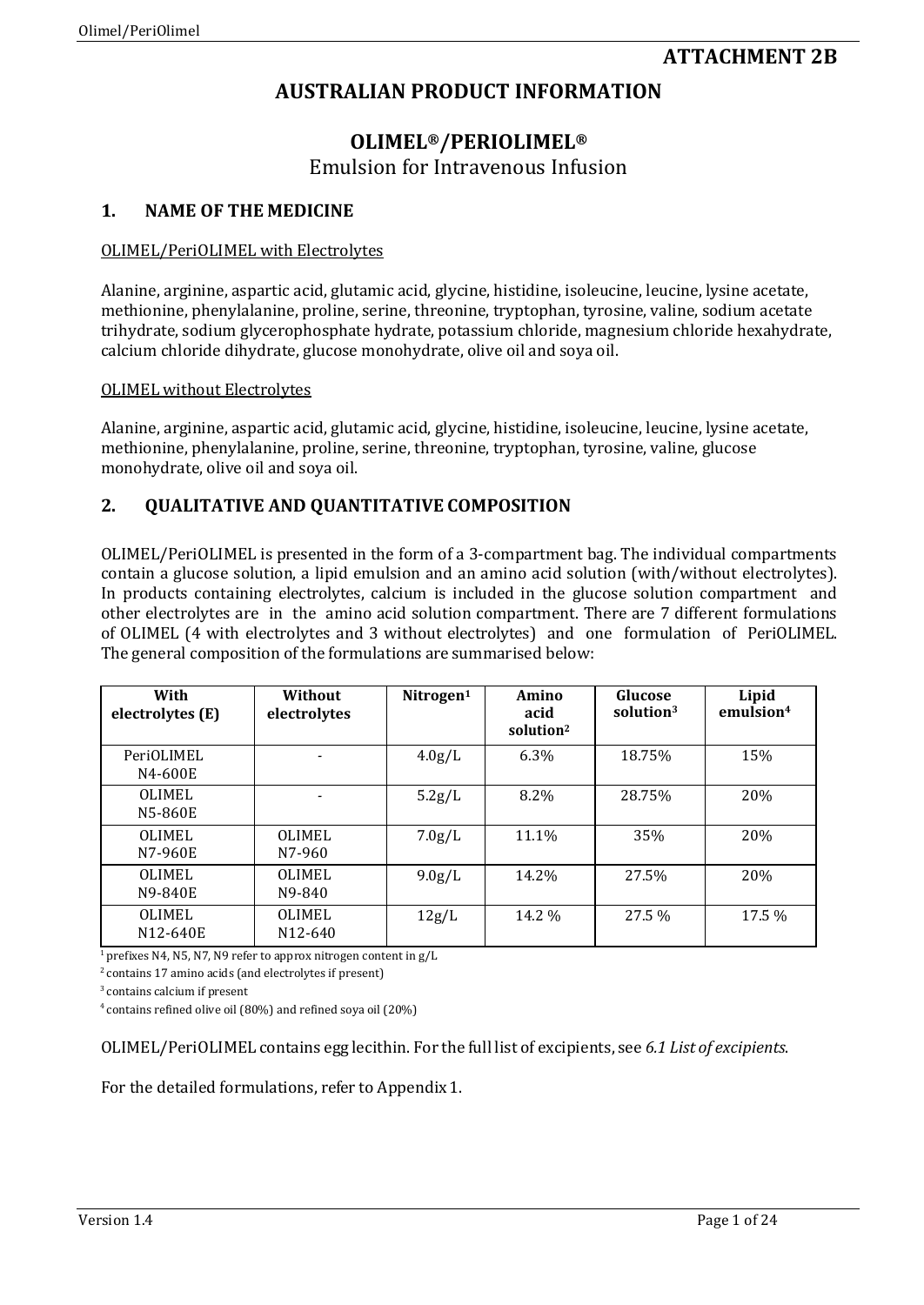## ATTACHMENT 2B

# AUSTRALIAN PRODUCT INFORMATION

# OLIMEL®/PERIOLIMEL®

Emulsion for Intravenous Infusion

## 1. NAME OF THE MEDICINE

OLIMEL/PeriOLIMEL with Electrolytes

Alanine, arginine, aspartic acid, glutamic acid, glycine, histidine, isoleucine, leucine, lysine acetate, methionine, phenylalanine, proline, serine, threonine, tryptophan, tyrosine, valine, sodium acetate trihydrate, sodium glycerophosphate hydrate, potassium chloride, magnesium chloride hexahydrate, calcium chloride dihydrate, glucose monohydrate, olive oil and soya oil.

OLIMEL without Electrolytes

Alanine, arginine, aspartic acid, glutamic acid, glycine, histidine, isoleucine, leucine, lysine acetate, methionine, phenylalanine, proline, serine, threonine, tryptophan, tyrosine, valine, glucose monohydrate, olive oil and soya oil.

## 2. QUALITATIVE AND QUANTITATIVE COMPOSITION

OLIMEL/PeriOLIMEL is presented in the form of a 3-compartment bag. The individual compartments contain a glucose solution, a lipid emulsion and an amino acid solution (with/without electrolytes). In products containing electrolytes, calcium is included in the glucose solution compartment and other electrolytes are in the amino acid solution compartment. There are 7 different formulations of OLIMEL (4 with electrolytes and 3 without electrolytes) and one formulation of PeriOLIMEL. The general composition of the formulations are summarised below:

| With electrolytes (E) | Without electrolytes | Nitrogen[1] | Amino acid solution[2] | Glucose solution[3] | Lipid emulsion[4] |
|---|---|---|---|---|---|
| PeriOLIMEL N4-600E | - | 4.0g/L | 6.3% | 18.75% | 15% |
| OLIMEL N5-860E | - | 5.2g/L | 8.2% | 28.75% | 20% |
| OLIMEL N7-960E | OLIMEL N7-960 | 7.0g/L | 11.1% | 35% | 20% |
| OLIMEL N9-840E | OLIMEL N9-840 | 9.0g/L | 14.2% | 27.5% | 20% |
| OLIMEL N12-640E | OLIMEL N12-640 | 12g/L | 14.2 % | 27.5 % | 17.5 % |

[1] prefixes N4, N5, N7, N9 refer to approx nitrogen content in g/L

[2] contains 17 amino acids (and electrolytes if present)

[3] contains calcium if present

[4] contains refined olive oil (80%) and refined soya oil (20%)

OLIMEL/PeriOLIMEL contains egg lecithin. For the full list of excipients, see *6.1 List of excipients*.

For the detailed formulations, refer to Appendix 1.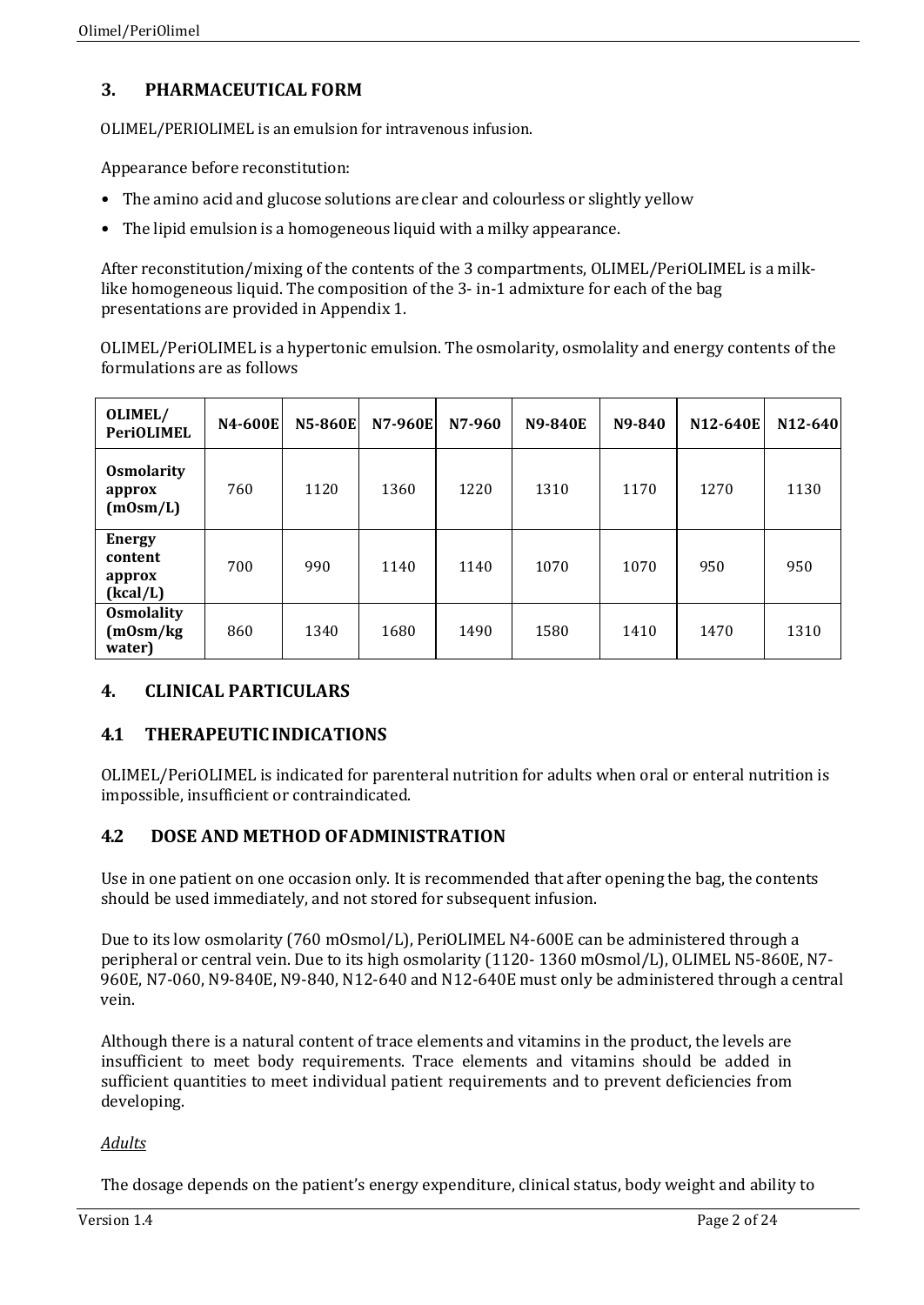## 3. PHARMACEUTICAL FORM

OLIMEL/PERIOLIMEL is an emulsion for intravenous infusion.

Appearance before reconstitution:

- The amino acid and glucose solutions are clear and colourless or slightly yellow
- The lipid emulsion is a homogeneous liquid with a milky appearance.

After reconstitution/mixing of the contents of the 3 compartments, OLIMEL/PeriOLIMEL is a milk-like homogeneous liquid. The composition of the 3- in-1 admixture for each of the bag presentations are provided in Appendix 1.

OLIMEL/PeriOLIMEL is a hypertonic emulsion. The osmolarity, osmolality and energy contents of the formulations are as follows

| OLIMEL/ PeriOLIMEL | N4-600E | N5-860E | N7-960E | N7-960 | N9-840E | N9-840 | N12-640E | N12-640 |
|---|---|---|---|---|---|---|---|---|
| Osmolarity approx (mOsm/L) | 760 | 1120 | 1360 | 1220 | 1310 | 1170 | 1270 | 1130 |
| Energy content approx (kcal/L) | 700 | 990 | 1140 | 1140 | 1070 | 1070 | 950 | 950 |
| Osmolality (mOsm/kg water) | 860 | 1340 | 1680 | 1490 | 1580 | 1410 | 1470 | 1310 |

## 4. CLINICAL PARTICULARS

### 4.1 THERAPEUTIC INDICATIONS

OLIMEL/PeriOLIMEL is indicated for parenteral nutrition for adults when oral or enteral nutrition is impossible, insufficient or contraindicated.

### 4.2 DOSE AND METHOD OF ADMINISTRATION

Use in one patient on one occasion only. It is recommended that after opening the bag, the contents should be used immediately, and not stored for subsequent infusion.

Due to its low osmolarity (760 mOsmol/L), PeriOLIMEL N4-600E can be administered through a peripheral or central vein. Due to its high osmolarity (1120- 1360 mOsmol/L), OLIMEL N5-860E, N7-960E, N7-060, N9-840E, N9-840, N12-640 and N12-640E must only be administered through a central vein.

Although there is a natural content of trace elements and vitamins in the product, the levels are insufficient to meet body requirements. Trace elements and vitamins should be added in sufficient quantities to meet individual patient requirements and to prevent deficiencies from developing.

*Adults*

The dosage depends on the patient's energy expenditure, clinical status, body weight and ability to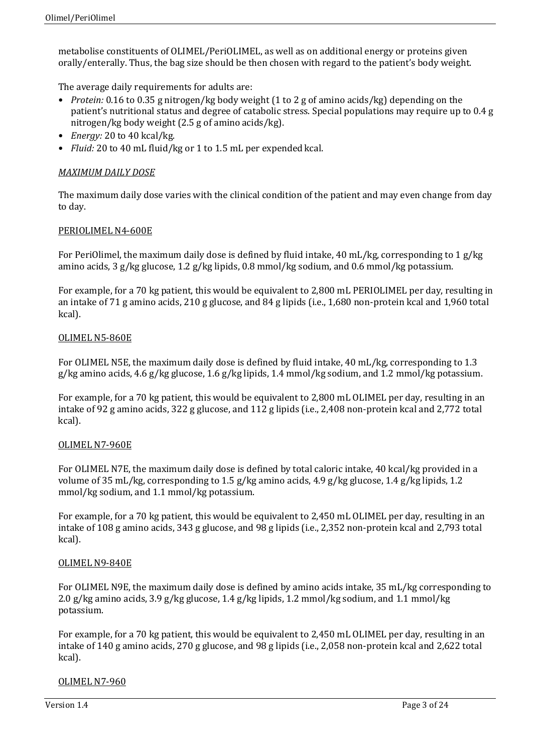metabolise constituents of OLIMEL/PeriOLIMEL, as well as on additional energy or proteins given orally/enterally. Thus, the bag size should be then chosen with regard to the patient's body weight.

The average daily requirements for adults are:

- *Protein:* 0.16 to 0.35 g nitrogen/kg body weight (1 to 2 g of amino acids/kg) depending on the patient's nutritional status and degree of catabolic stress. Special populations may require up to 0.4 g nitrogen/kg body weight (2.5 g of amino acids/kg).
- *Energy:* 20 to 40 kcal/kg.
- *Fluid:* 20 to 40 mL fluid/kg or 1 to 1.5 mL per expended kcal.

*MAXIMUM DAILY DOSE*

The maximum daily dose varies with the clinical condition of the patient and may even change from day to day.

PERIOLIMEL N4-600E

For PeriOlimel, the maximum daily dose is defined by fluid intake, 40 mL/kg, corresponding to 1 g/kg amino acids, 3 g/kg glucose, 1.2 g/kg lipids, 0.8 mmol/kg sodium, and 0.6 mmol/kg potassium.

For example, for a 70 kg patient, this would be equivalent to 2,800 mL PERIOLIMEL per day, resulting in an intake of 71 g amino acids, 210 g glucose, and 84 g lipids (i.e., 1,680 non-protein kcal and 1,960 total kcal).

OLIMEL N5-860E

For OLIMEL N5E, the maximum daily dose is defined by fluid intake, 40 mL/kg, corresponding to 1.3 g/kg amino acids, 4.6 g/kg glucose, 1.6 g/kg lipids, 1.4 mmol/kg sodium, and 1.2 mmol/kg potassium.

For example, for a 70 kg patient, this would be equivalent to 2,800 mL OLIMEL per day, resulting in an intake of 92 g amino acids, 322 g glucose, and 112 g lipids (i.e., 2,408 non-protein kcal and 2,772 total kcal).

OLIMEL N7-960E

For OLIMEL N7E, the maximum daily dose is defined by total caloric intake, 40 kcal/kg provided in a volume of 35 mL/kg, corresponding to 1.5 g/kg amino acids, 4.9 g/kg glucose, 1.4 g/kg lipids, 1.2 mmol/kg sodium, and 1.1 mmol/kg potassium.

For example, for a 70 kg patient, this would be equivalent to 2,450 mL OLIMEL per day, resulting in an intake of 108 g amino acids, 343 g glucose, and 98 g lipids (i.e., 2,352 non-protein kcal and 2,793 total kcal).

OLIMEL N9-840E

For OLIMEL N9E, the maximum daily dose is defined by amino acids intake, 35 mL/kg corresponding to 2.0 g/kg amino acids, 3.9 g/kg glucose, 1.4 g/kg lipids, 1.2 mmol/kg sodium, and 1.1 mmol/kg potassium.

For example, for a 70 kg patient, this would be equivalent to 2,450 mL OLIMEL per day, resulting in an intake of 140 g amino acids, 270 g glucose, and 98 g lipids (i.e., 2,058 non-protein kcal and 2,622 total kcal).

OLIMEL N7-960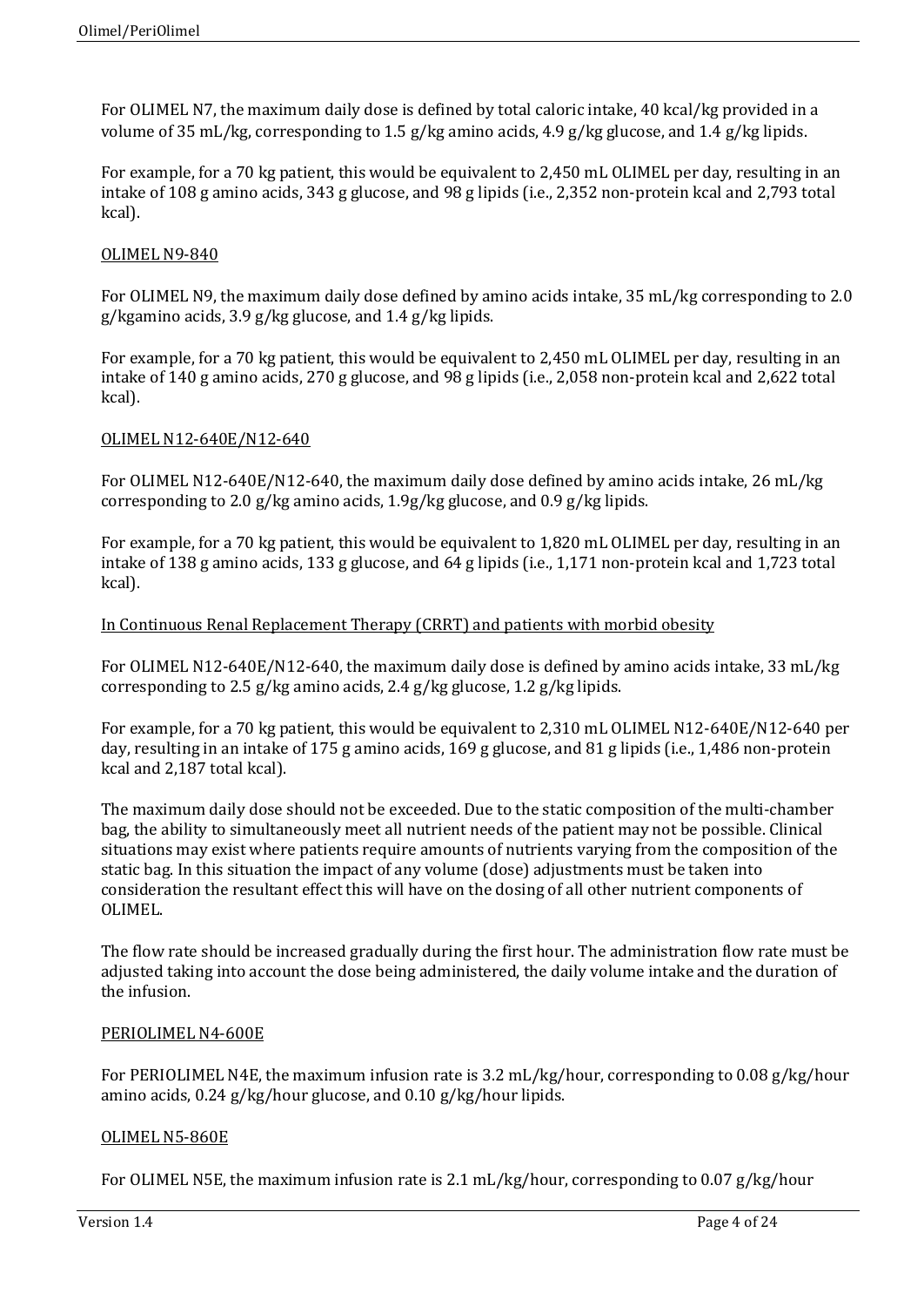For OLIMEL N7, the maximum daily dose is defined by total caloric intake, 40 kcal/kg provided in a volume of 35 mL/kg, corresponding to 1.5 g/kg amino acids, 4.9 g/kg glucose, and 1.4 g/kg lipids.

For example, for a 70 kg patient, this would be equivalent to 2,450 mL OLIMEL per day, resulting in an intake of 108 g amino acids, 343 g glucose, and 98 g lipids (i.e., 2,352 non-protein kcal and 2,793 total kcal).

<u>OLIMEL N9-840</u>

For OLIMEL N9, the maximum daily dose defined by amino acids intake, 35 mL/kg corresponding to 2.0 g/kgamino acids, 3.9 g/kg glucose, and 1.4 g/kg lipids.

For example, for a 70 kg patient, this would be equivalent to 2,450 mL OLIMEL per day, resulting in an intake of 140 g amino acids, 270 g glucose, and 98 g lipids (i.e., 2,058 non-protein kcal and 2,622 total kcal).

<u>OLIMEL N12-640E/N12-640</u>

For OLIMEL N12-640E/N12-640, the maximum daily dose defined by amino acids intake, 26 mL/kg corresponding to 2.0 g/kg amino acids, 1.9g/kg glucose, and 0.9 g/kg lipids.

For example, for a 70 kg patient, this would be equivalent to 1,820 mL OLIMEL per day, resulting in an intake of 138 g amino acids, 133 g glucose, and 64 g lipids (i.e., 1,171 non-protein kcal and 1,723 total kcal).

<u>In Continuous Renal Replacement Therapy (CRRT) and patients with morbid obesity</u>

For OLIMEL N12-640E/N12-640, the maximum daily dose is defined by amino acids intake, 33 mL/kg corresponding to 2.5 g/kg amino acids, 2.4 g/kg glucose, 1.2 g/kg lipids.

For example, for a 70 kg patient, this would be equivalent to 2,310 mL OLIMEL N12-640E/N12-640 per day, resulting in an intake of 175 g amino acids, 169 g glucose, and 81 g lipids (i.e., 1,486 non-protein kcal and 2,187 total kcal).

The maximum daily dose should not be exceeded. Due to the static composition of the multi-chamber bag, the ability to simultaneously meet all nutrient needs of the patient may not be possible. Clinical situations may exist where patients require amounts of nutrients varying from the composition of the static bag. In this situation the impact of any volume (dose) adjustments must be taken into consideration the resultant effect this will have on the dosing of all other nutrient components of OLIMEL.

The flow rate should be increased gradually during the first hour. The administration flow rate must be adjusted taking into account the dose being administered, the daily volume intake and the duration of the infusion.

<u>PERIOLIMEL N4-600E</u>

For PERIOLIMEL N4E, the maximum infusion rate is 3.2 mL/kg/hour, corresponding to 0.08 g/kg/hour amino acids, 0.24 g/kg/hour glucose, and 0.10 g/kg/hour lipids.

<u>OLIMEL N5-860E</u>

For OLIMEL N5E, the maximum infusion rate is 2.1 mL/kg/hour, corresponding to 0.07 g/kg/hour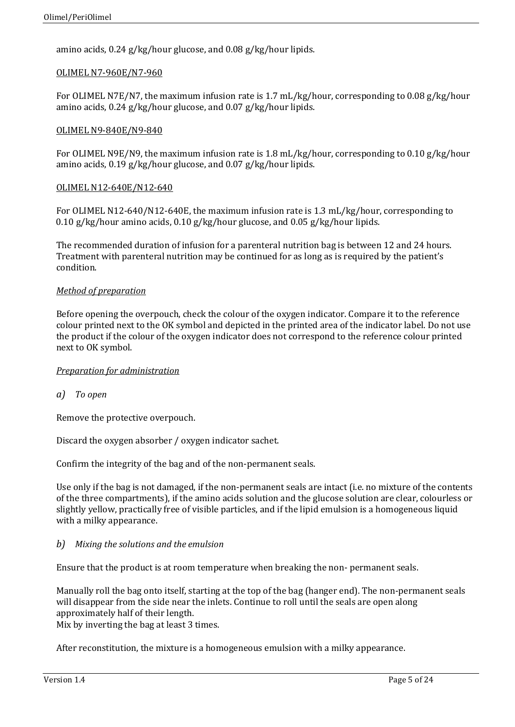amino acids, 0.24 g/kg/hour glucose, and 0.08 g/kg/hour lipids.

OLIMEL N7-960E/N7-960

For OLIMEL N7E/N7, the maximum infusion rate is 1.7 mL/kg/hour, corresponding to 0.08 g/kg/hour amino acids, 0.24 g/kg/hour glucose, and 0.07 g/kg/hour lipids.

OLIMEL N9-840E/N9-840

For OLIMEL N9E/N9, the maximum infusion rate is 1.8 mL/kg/hour, corresponding to 0.10 g/kg/hour amino acids, 0.19 g/kg/hour glucose, and 0.07 g/kg/hour lipids.

OLIMEL N12-640E/N12-640

For OLIMEL N12-640/N12-640E, the maximum infusion rate is 1.3 mL/kg/hour, corresponding to 0.10 g/kg/hour amino acids, 0.10 g/kg/hour glucose, and 0.05 g/kg/hour lipids.

The recommended duration of infusion for a parenteral nutrition bag is between 12 and 24 hours. Treatment with parenteral nutrition may be continued for as long as is required by the patient's condition.

*Method of preparation*

Before opening the overpouch, check the colour of the oxygen indicator. Compare it to the reference colour printed next to the OK symbol and depicted in the printed area of the indicator label. Do not use the product if the colour of the oxygen indicator does not correspond to the reference colour printed next to OK symbol.

*Preparation for administration*

*a) To open*

Remove the protective overpouch.

Discard the oxygen absorber / oxygen indicator sachet.

Confirm the integrity of the bag and of the non-permanent seals.

Use only if the bag is not damaged, if the non-permanent seals are intact (i.e. no mixture of the contents of the three compartments), if the amino acids solution and the glucose solution are clear, colourless or slightly yellow, practically free of visible particles, and if the lipid emulsion is a homogeneous liquid with a milky appearance.

*b) Mixing the solutions and the emulsion*

Ensure that the product is at room temperature when breaking the non- permanent seals.

Manually roll the bag onto itself, starting at the top of the bag (hanger end). The non-permanent seals will disappear from the side near the inlets. Continue to roll until the seals are open along approximately half of their length.
Mix by inverting the bag at least 3 times.

After reconstitution, the mixture is a homogeneous emulsion with a milky appearance.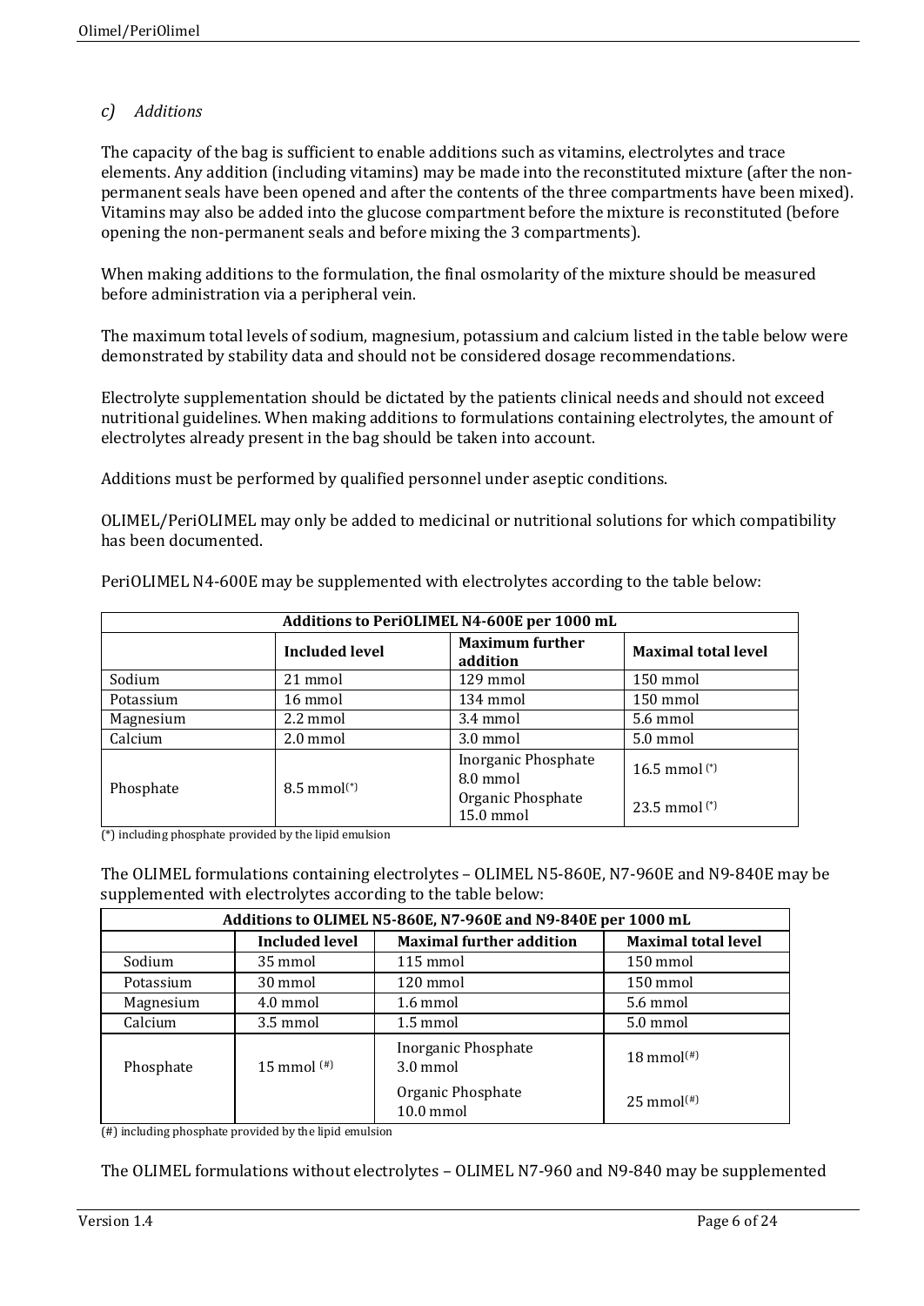### c) *Additions*

The capacity of the bag is sufficient to enable additions such as vitamins, electrolytes and trace elements. Any addition (including vitamins) may be made into the reconstituted mixture (after the non-permanent seals have been opened and after the contents of the three compartments have been mixed). Vitamins may also be added into the glucose compartment before the mixture is reconstituted (before opening the non-permanent seals and before mixing the 3 compartments).

When making additions to the formulation, the final osmolarity of the mixture should be measured before administration via a peripheral vein.

The maximum total levels of sodium, magnesium, potassium and calcium listed in the table below were demonstrated by stability data and should not be considered dosage recommendations.

Electrolyte supplementation should be dictated by the patients clinical needs and should not exceed nutritional guidelines. When making additions to formulations containing electrolytes, the amount of electrolytes already present in the bag should be taken into account.

Additions must be performed by qualified personnel under aseptic conditions.

OLIMEL/PeriOLIMEL may only be added to medicinal or nutritional solutions for which compatibility has been documented.

PeriOLIMEL N4-600E may be supplemented with electrolytes according to the table below:

| **Additions to PeriOLIMEL N4-600E per 1000 mL** | | | |
|---|---|---|---|
| | **Included level** | **Maximum further addition** | **Maximal total level** |
| Sodium | 21 mmol | 129 mmol | 150 mmol |
| Potassium | 16 mmol | 134 mmol | 150 mmol |
| Magnesium | 2.2 mmol | 3.4 mmol | 5.6 mmol |
| Calcium | 2.0 mmol | 3.0 mmol | 5.0 mmol |
| Phosphate | 8.5 mmol(*) | Inorganic Phosphate 8.0 mmol | 16.5 mmol (*) |
| | | Organic Phosphate 15.0 mmol | 23.5 mmol (*) |

(*) including phosphate provided by the lipid emulsion

The OLIMEL formulations containing electrolytes – OLIMEL N5-860E, N7-960E and N9-840E may be supplemented with electrolytes according to the table below:

| **Additions to OLIMEL N5-860E, N7-960E and N9-840E per 1000 mL** | | | |
|---|---|---|---|
| | **Included level** | **Maximal further addition** | **Maximal total level** |
| Sodium | 35 mmol | 115 mmol | 150 mmol |
| Potassium | 30 mmol | 120 mmol | 150 mmol |
| Magnesium | 4.0 mmol | 1.6 mmol | 5.6 mmol |
| Calcium | 3.5 mmol | 1.5 mmol | 5.0 mmol |
| Phosphate | 15 mmol (#) | Inorganic Phosphate 3.0 mmol | 18 mmol(#) |
| | | Organic Phosphate 10.0 mmol | 25 mmol(#) |

(#) including phosphate provided by the lipid emulsion

The OLIMEL formulations without electrolytes – OLIMEL N7-960 and N9-840 may be supplemented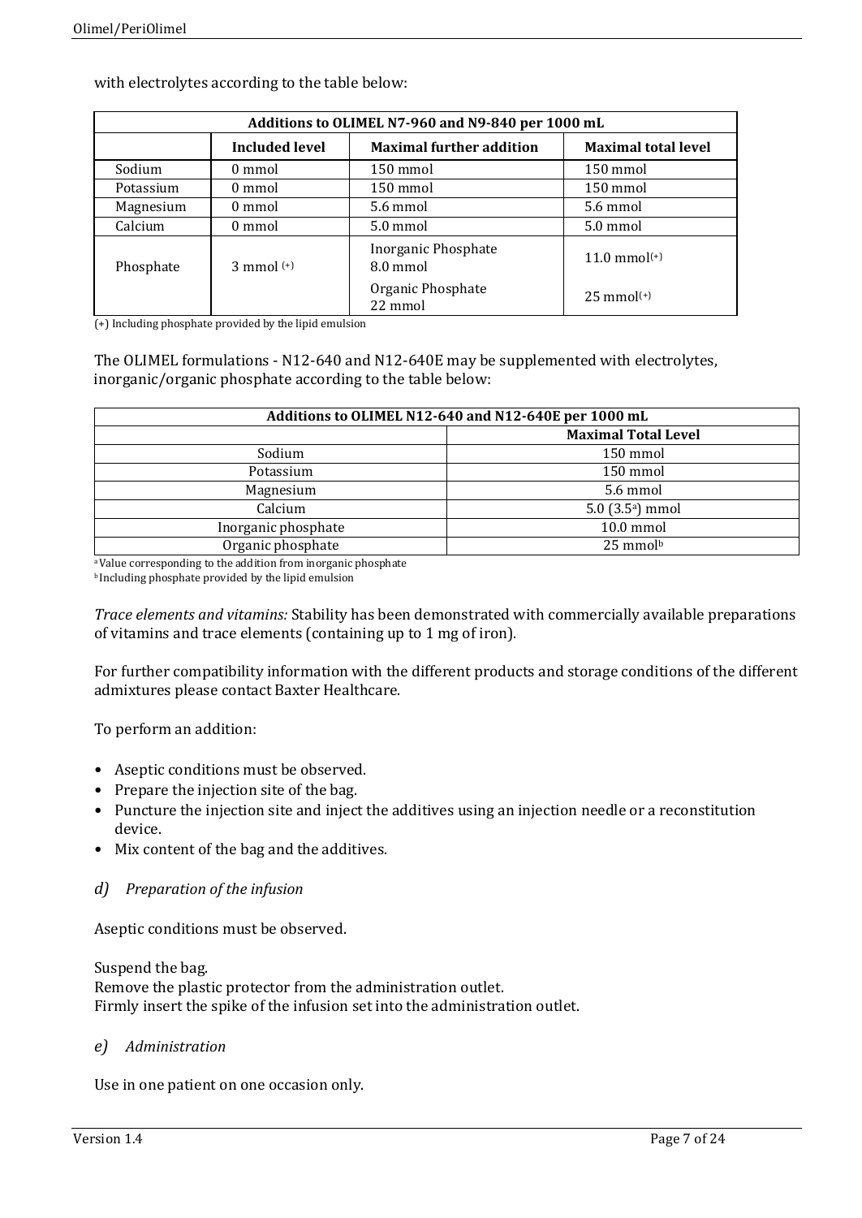with electrolytes according to the table below:

| Additions to OLIMEL N7-960 and N9-840 per 1000 mL | | | |
|---|---|---|---|
| | **Included level** | **Maximal further addition** | **Maximal total level** |
| Sodium | 0 mmol | 150 mmol | 150 mmol |
| Potassium | 0 mmol | 150 mmol | 150 mmol |
| Magnesium | 0 mmol | 5.6 mmol | 5.6 mmol |
| Calcium | 0 mmol | 5.0 mmol | 5.0 mmol |
| Phosphate | 3 mmol (+) | Inorganic Phosphate 8.0 mmol | 11.0 mmol(+) |
| | | Organic Phosphate 22 mmol | 25 mmol(+) |

(+) Including phosphate provided by the lipid emulsion

The OLIMEL formulations - N12-640 and N12-640E may be supplemented with electrolytes, inorganic/organic phosphate according to the table below:

| Additions to OLIMEL N12-640 and N12-640E per 1000 mL | |
|---|---|
| | **Maximal Total Level** |
| Sodium | 150 mmol |
| Potassium | 150 mmol |
| Magnesium | 5.6 mmol |
| Calcium | 5.0 (3.5[a]) mmol |
| Inorganic phosphate | 10.0 mmol |
| Organic phosphate | 25 mmol[b] |

[a] Value corresponding to the addition from inorganic phosphate
[b] Including phosphate provided by the lipid emulsion

*Trace elements and vitamins:* Stability has been demonstrated with commercially available preparations of vitamins and trace elements (containing up to 1 mg of iron).

For further compatibility information with the different products and storage conditions of the different admixtures please contact Baxter Healthcare.

To perform an addition:

- Aseptic conditions must be observed.
- Prepare the injection site of the bag.
- Puncture the injection site and inject the additives using an injection needle or a reconstitution device.
- Mix content of the bag and the additives.

*d) Preparation of the infusion*

Aseptic conditions must be observed.

Suspend the bag.
Remove the plastic protector from the administration outlet.
Firmly insert the spike of the infusion set into the administration outlet.

*e) Administration*

Use in one patient on one occasion only.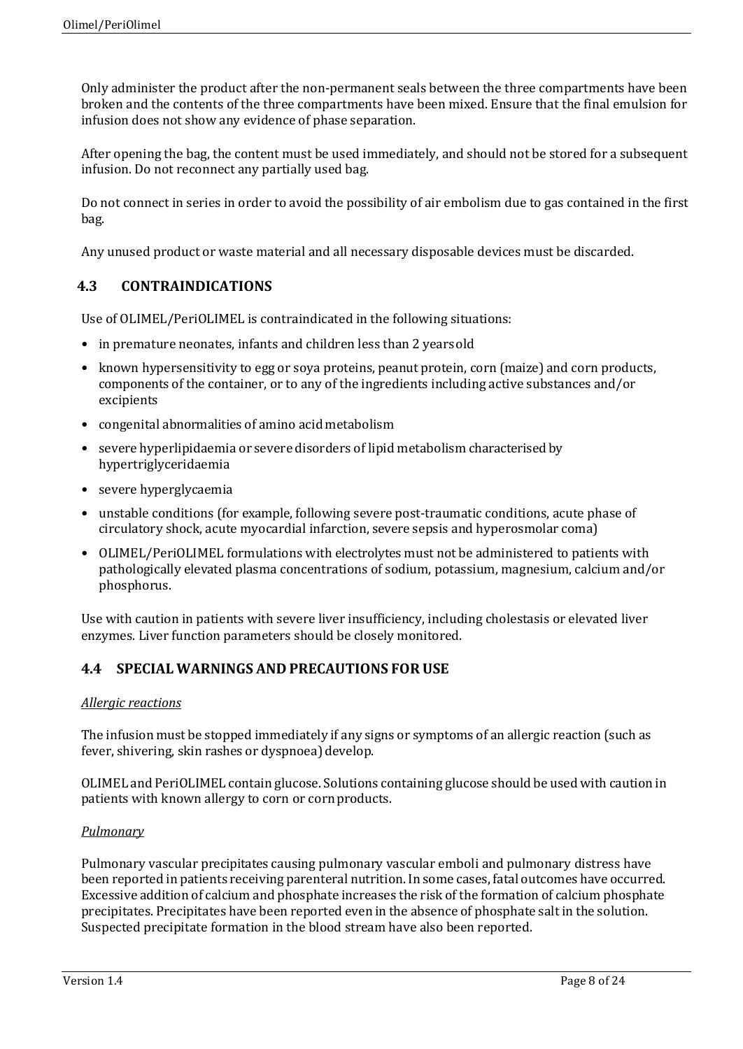Only administer the product after the non-permanent seals between the three compartments have been broken and the contents of the three compartments have been mixed. Ensure that the final emulsion for infusion does not show any evidence of phase separation.

After opening the bag, the content must be used immediately, and should not be stored for a subsequent infusion. Do not reconnect any partially used bag.

Do not connect in series in order to avoid the possibility of air embolism due to gas contained in the first bag.

Any unused product or waste material and all necessary disposable devices must be discarded.

## 4.3 CONTRAINDICATIONS

Use of OLIMEL/PeriOLIMEL is contraindicated in the following situations:

- in premature neonates, infants and children less than 2 years old
- known hypersensitivity to egg or soya proteins, peanut protein, corn (maize) and corn products, components of the container, or to any of the ingredients including active substances and/or excipients
- congenital abnormalities of amino acid metabolism
- severe hyperlipidaemia or severe disorders of lipid metabolism characterised by hypertriglyceridaemia
- severe hyperglycaemia
- unstable conditions (for example, following severe post-traumatic conditions, acute phase of circulatory shock, acute myocardial infarction, severe sepsis and hyperosmolar coma)
- OLIMEL/PeriOLIMEL formulations with electrolytes must not be administered to patients with pathologically elevated plasma concentrations of sodium, potassium, magnesium, calcium and/or phosphorus.

Use with caution in patients with severe liver insufficiency, including cholestasis or elevated liver enzymes. Liver function parameters should be closely monitored.

## 4.4 SPECIAL WARNINGS AND PRECAUTIONS FOR USE

*Allergic reactions*

The infusion must be stopped immediately if any signs or symptoms of an allergic reaction (such as fever, shivering, skin rashes or dyspnoea) develop.

OLIMEL and PeriOLIMEL contain glucose. Solutions containing glucose should be used with caution in patients with known allergy to corn or corn products.

*Pulmonary*

Pulmonary vascular precipitates causing pulmonary vascular emboli and pulmonary distress have been reported in patients receiving parenteral nutrition. In some cases, fatal outcomes have occurred. Excessive addition of calcium and phosphate increases the risk of the formation of calcium phosphate precipitates. Precipitates have been reported even in the absence of phosphate salt in the solution. Suspected precipitate formation in the blood stream have also been reported.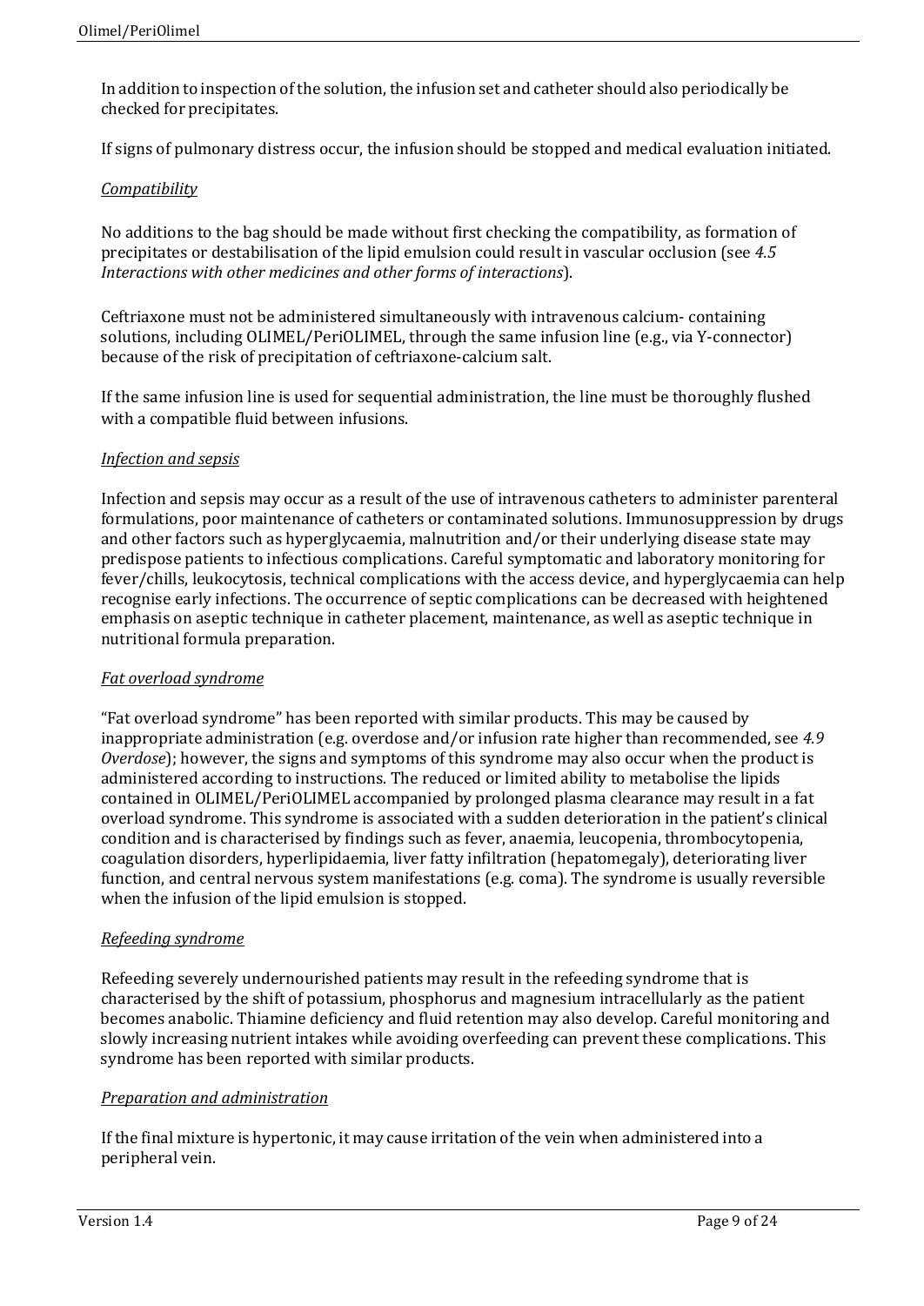In addition to inspection of the solution, the infusion set and catheter should also periodically be checked for precipitates.

If signs of pulmonary distress occur, the infusion should be stopped and medical evaluation initiated.

*Compatibility*

No additions to the bag should be made without first checking the compatibility, as formation of precipitates or destabilisation of the lipid emulsion could result in vascular occlusion (see *4.5 Interactions with other medicines and other forms of interactions*).

Ceftriaxone must not be administered simultaneously with intravenous calcium- containing solutions, including OLIMEL/PeriOLIMEL, through the same infusion line (e.g., via Y-connector) because of the risk of precipitation of ceftriaxone-calcium salt.

If the same infusion line is used for sequential administration, the line must be thoroughly flushed with a compatible fluid between infusions.

*Infection and sepsis*

Infection and sepsis may occur as a result of the use of intravenous catheters to administer parenteral formulations, poor maintenance of catheters or contaminated solutions. Immunosuppression by drugs and other factors such as hyperglycaemia, malnutrition and/or their underlying disease state may predispose patients to infectious complications. Careful symptomatic and laboratory monitoring for fever/chills, leukocytosis, technical complications with the access device, and hyperglycaemia can help recognise early infections. The occurrence of septic complications can be decreased with heightened emphasis on aseptic technique in catheter placement, maintenance, as well as aseptic technique in nutritional formula preparation.

*Fat overload syndrome*

"Fat overload syndrome" has been reported with similar products. This may be caused by inappropriate administration (e.g. overdose and/or infusion rate higher than recommended, see *4.9 Overdose*); however, the signs and symptoms of this syndrome may also occur when the product is administered according to instructions. The reduced or limited ability to metabolise the lipids contained in OLIMEL/PeriOLIMEL accompanied by prolonged plasma clearance may result in a fat overload syndrome. This syndrome is associated with a sudden deterioration in the patient's clinical condition and is characterised by findings such as fever, anaemia, leucopenia, thrombocytopenia, coagulation disorders, hyperlipidaemia, liver fatty infiltration (hepatomegaly), deteriorating liver function, and central nervous system manifestations (e.g. coma). The syndrome is usually reversible when the infusion of the lipid emulsion is stopped.

*Refeeding syndrome*

Refeeding severely undernourished patients may result in the refeeding syndrome that is characterised by the shift of potassium, phosphorus and magnesium intracellularly as the patient becomes anabolic. Thiamine deficiency and fluid retention may also develop. Careful monitoring and slowly increasing nutrient intakes while avoiding overfeeding can prevent these complications. This syndrome has been reported with similar products.

*Preparation and administration*

If the final mixture is hypertonic, it may cause irritation of the vein when administered into a peripheral vein.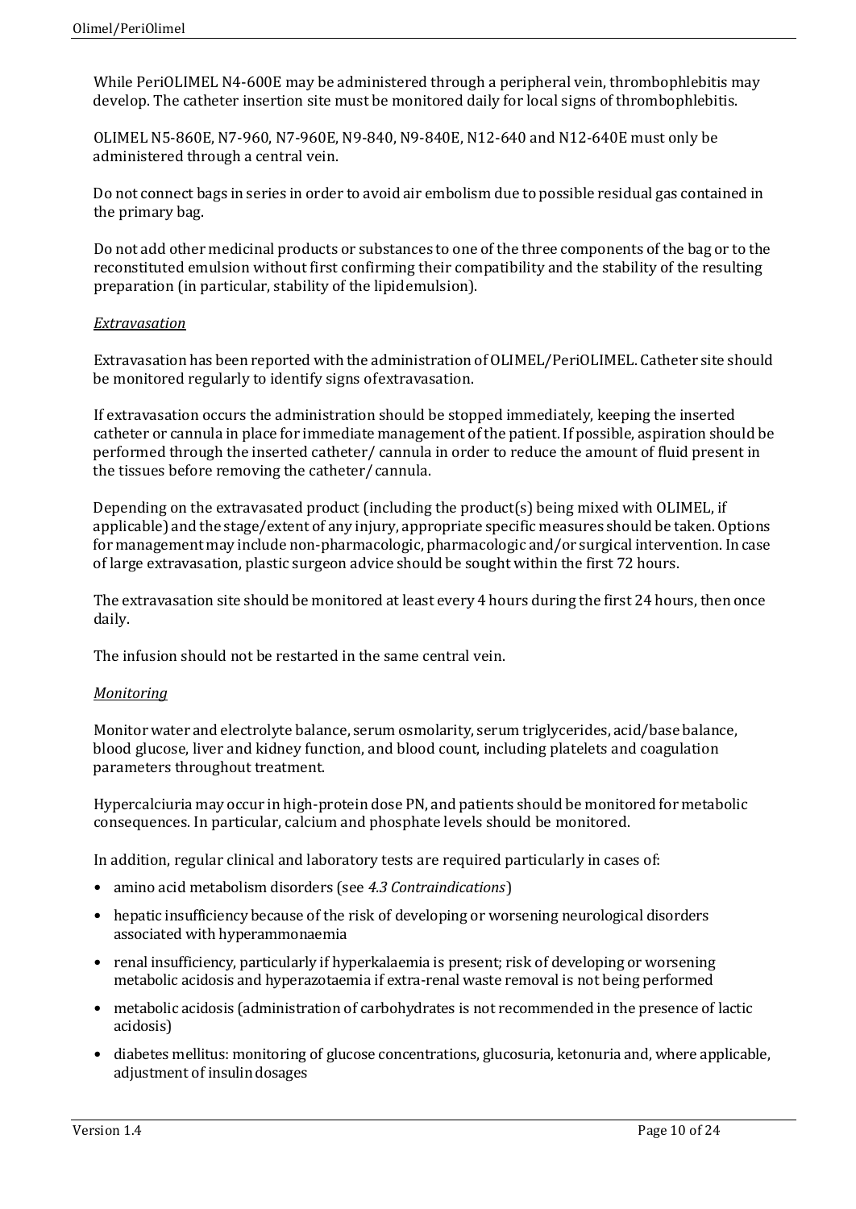While PeriOLIMEL N4-600E may be administered through a peripheral vein, thrombophlebitis may develop. The catheter insertion site must be monitored daily for local signs of thrombophlebitis.

OLIMEL N5-860E, N7-960, N7-960E, N9-840, N9-840E, N12-640 and N12-640E must only be administered through a central vein.

Do not connect bags in series in order to avoid air embolism due to possible residual gas contained in the primary bag.

Do not add other medicinal products or substances to one of the three components of the bag or to the reconstituted emulsion without first confirming their compatibility and the stability of the resulting preparation (in particular, stability of the lipid emulsion).

*Extravasation*

Extravasation has been reported with the administration of OLIMEL/PeriOLIMEL. Catheter site should be monitored regularly to identify signs of extravasation.

If extravasation occurs the administration should be stopped immediately, keeping the inserted catheter or cannula in place for immediate management of the patient. If possible, aspiration should be performed through the inserted catheter/ cannula in order to reduce the amount of fluid present in the tissues before removing the catheter/ cannula.

Depending on the extravasated product (including the product(s) being mixed with OLIMEL, if applicable) and the stage/extent of any injury, appropriate specific measures should be taken. Options for management may include non-pharmacologic, pharmacologic and/or surgical intervention. In case of large extravasation, plastic surgeon advice should be sought within the first 72 hours.

The extravasation site should be monitored at least every 4 hours during the first 24 hours, then once daily.

The infusion should not be restarted in the same central vein.

*Monitoring*

Monitor water and electrolyte balance, serum osmolarity, serum triglycerides, acid/base balance, blood glucose, liver and kidney function, and blood count, including platelets and coagulation parameters throughout treatment.

Hypercalciuria may occur in high-protein dose PN, and patients should be monitored for metabolic consequences. In particular, calcium and phosphate levels should be monitored.

In addition, regular clinical and laboratory tests are required particularly in cases of:

- amino acid metabolism disorders (see *4.3 Contraindications*)
- hepatic insufficiency because of the risk of developing or worsening neurological disorders associated with hyperammonaemia
- renal insufficiency, particularly if hyperkalaemia is present; risk of developing or worsening metabolic acidosis and hyperazotaemia if extra-renal waste removal is not being performed
- metabolic acidosis (administration of carbohydrates is not recommended in the presence of lactic acidosis)
- diabetes mellitus: monitoring of glucose concentrations, glucosuria, ketonuria and, where applicable, adjustment of insulin dosages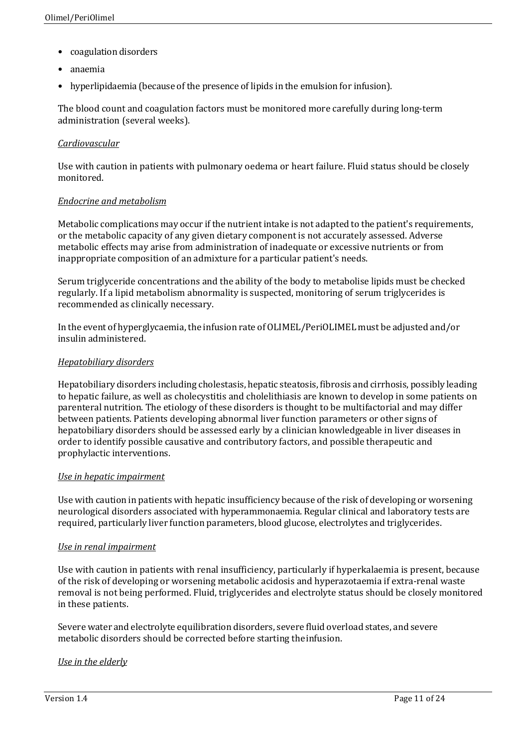- coagulation disorders
- anaemia
- hyperlipidaemia (because of the presence of lipids in the emulsion for infusion).

The blood count and coagulation factors must be monitored more carefully during long-term administration (several weeks).

*Cardiovascular*

Use with caution in patients with pulmonary oedema or heart failure. Fluid status should be closely monitored.

*Endocrine and metabolism*

Metabolic complications may occur if the nutrient intake is not adapted to the patient's requirements, or the metabolic capacity of any given dietary component is not accurately assessed. Adverse metabolic effects may arise from administration of inadequate or excessive nutrients or from inappropriate composition of an admixture for a particular patient's needs.

Serum triglyceride concentrations and the ability of the body to metabolise lipids must be checked regularly. If a lipid metabolism abnormality is suspected, monitoring of serum triglycerides is recommended as clinically necessary.

In the event of hyperglycaemia, the infusion rate of OLIMEL/PeriOLIMEL must be adjusted and/or insulin administered.

*Hepatobiliary disorders*

Hepatobiliary disorders including cholestasis, hepatic steatosis, fibrosis and cirrhosis, possibly leading to hepatic failure, as well as cholecystitis and cholelithiasis are known to develop in some patients on parenteral nutrition. The etiology of these disorders is thought to be multifactorial and may differ between patients. Patients developing abnormal liver function parameters or other signs of hepatobiliary disorders should be assessed early by a clinician knowledgeable in liver diseases in order to identify possible causative and contributory factors, and possible therapeutic and prophylactic interventions.

*Use in hepatic impairment*

Use with caution in patients with hepatic insufficiency because of the risk of developing or worsening neurological disorders associated with hyperammonaemia. Regular clinical and laboratory tests are required, particularly liver function parameters, blood glucose, electrolytes and triglycerides.

*Use in renal impairment*

Use with caution in patients with renal insufficiency, particularly if hyperkalaemia is present, because of the risk of developing or worsening metabolic acidosis and hyperazotaemia if extra-renal waste removal is not being performed. Fluid, triglycerides and electrolyte status should be closely monitored in these patients.

Severe water and electrolyte equilibration disorders, severe fluid overload states, and severe metabolic disorders should be corrected before starting the infusion.

*Use in the elderly*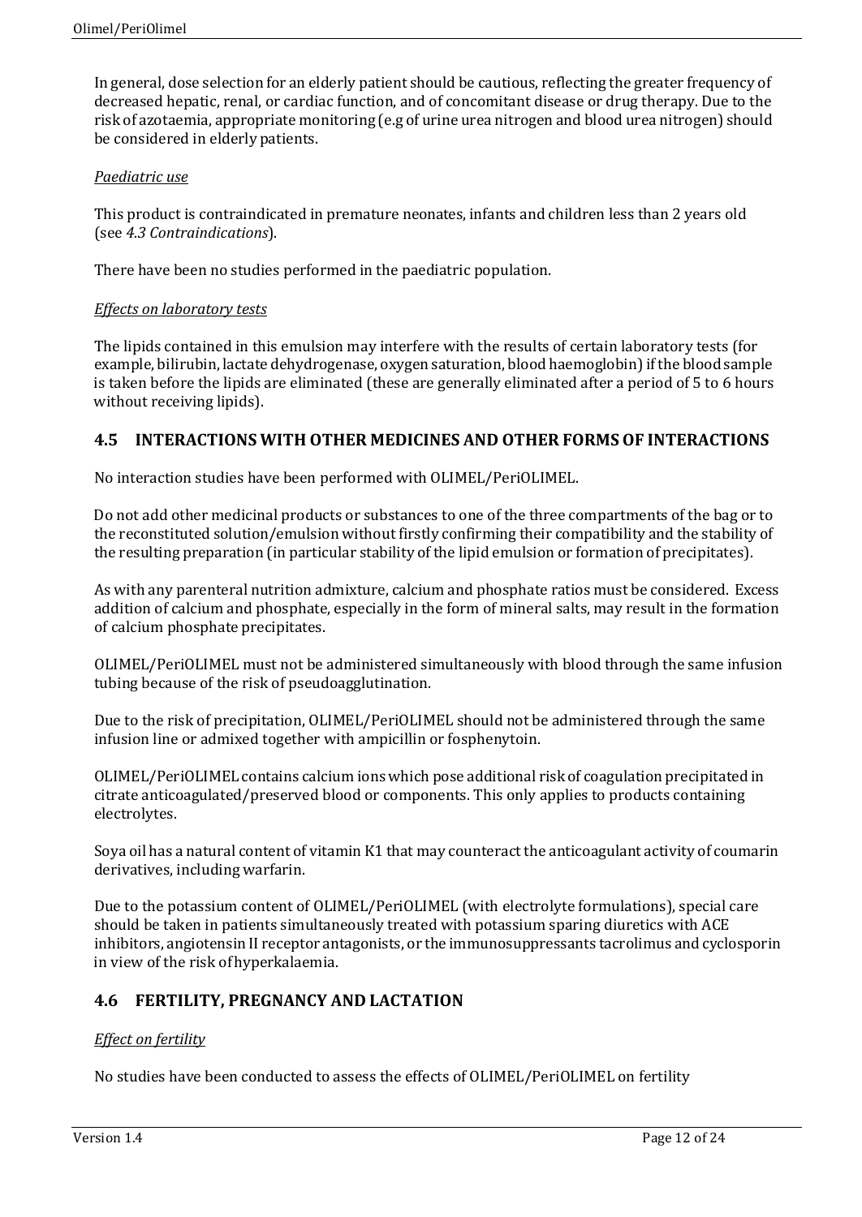In general, dose selection for an elderly patient should be cautious, reflecting the greater frequency of decreased hepatic, renal, or cardiac function, and of concomitant disease or drug therapy. Due to the risk of azotaemia, appropriate monitoring (e.g of urine urea nitrogen and blood urea nitrogen) should be considered in elderly patients.

*Paediatric use*

This product is contraindicated in premature neonates, infants and children less than 2 years old (see *4.3 Contraindications*).

There have been no studies performed in the paediatric population.

*Effects on laboratory tests*

The lipids contained in this emulsion may interfere with the results of certain laboratory tests (for example, bilirubin, lactate dehydrogenase, oxygen saturation, blood haemoglobin) if the blood sample is taken before the lipids are eliminated (these are generally eliminated after a period of 5 to 6 hours without receiving lipids).

## 4.5 INTERACTIONS WITH OTHER MEDICINES AND OTHER FORMS OF INTERACTIONS

No interaction studies have been performed with OLIMEL/PeriOLIMEL.

Do not add other medicinal products or substances to one of the three compartments of the bag or to the reconstituted solution/emulsion without firstly confirming their compatibility and the stability of the resulting preparation (in particular stability of the lipid emulsion or formation of precipitates).

As with any parenteral nutrition admixture, calcium and phosphate ratios must be considered. Excess addition of calcium and phosphate, especially in the form of mineral salts, may result in the formation of calcium phosphate precipitates.

OLIMEL/PeriOLIMEL must not be administered simultaneously with blood through the same infusion tubing because of the risk of pseudoagglutination.

Due to the risk of precipitation, OLIMEL/PeriOLIMEL should not be administered through the same infusion line or admixed together with ampicillin or fosphenytoin.

OLIMEL/PeriOLIMEL contains calcium ions which pose additional risk of coagulation precipitated in citrate anticoagulated/preserved blood or components. This only applies to products containing electrolytes.

Soya oil has a natural content of vitamin K1 that may counteract the anticoagulant activity of coumarin derivatives, including warfarin.

Due to the potassium content of OLIMEL/PeriOLIMEL (with electrolyte formulations), special care should be taken in patients simultaneously treated with potassium sparing diuretics with ACE inhibitors, angiotensin II receptor antagonists, or the immunosuppressants tacrolimus and cyclosporin in view of the risk of hyperkalaemia.

## 4.6 FERTILITY, PREGNANCY AND LACTATION

*Effect on fertility*

No studies have been conducted to assess the effects of OLIMEL/PeriOLIMEL on fertility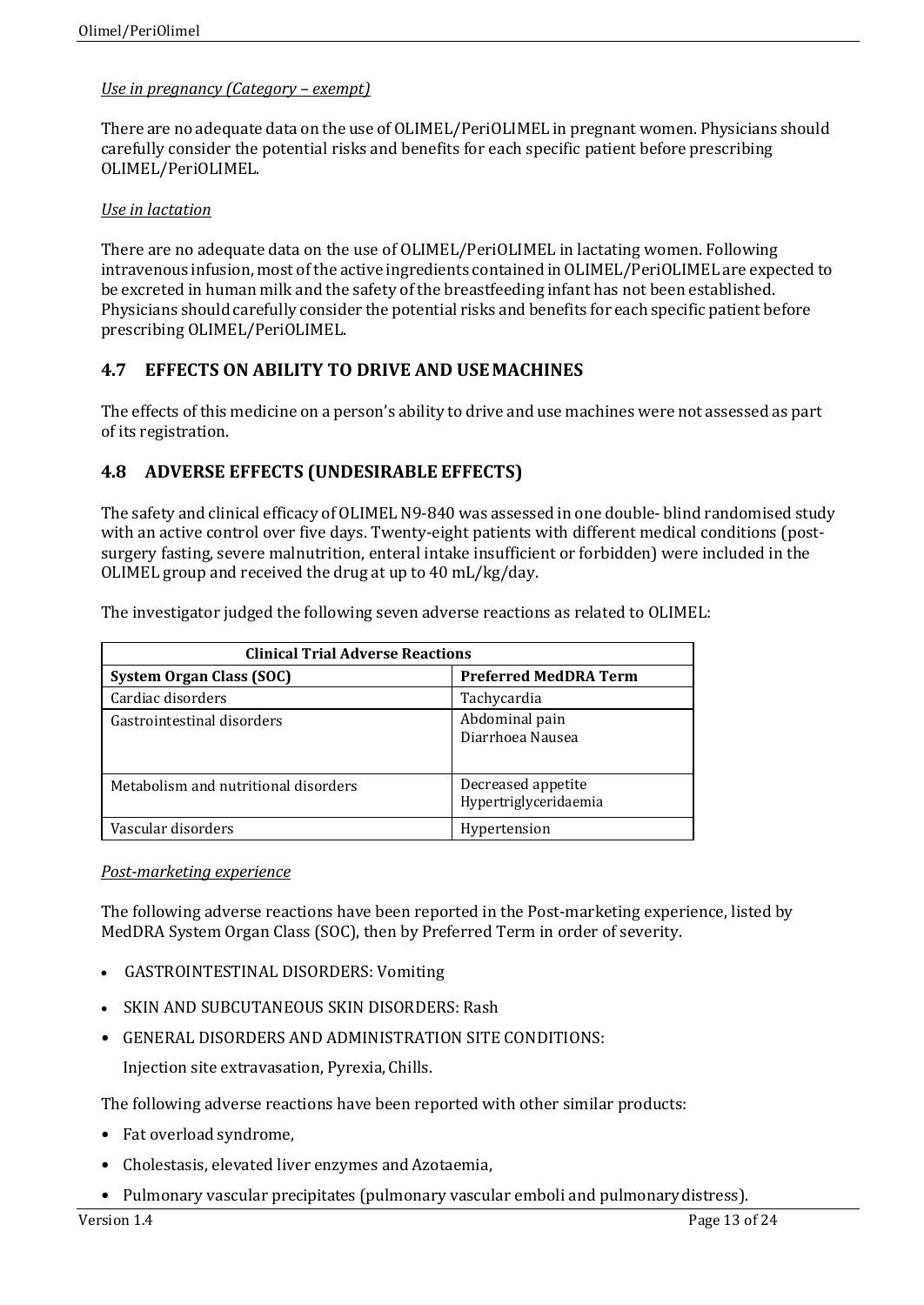*Use in pregnancy (Category – exempt)*

There are no adequate data on the use of OLIMEL/PeriOLIMEL in pregnant women. Physicians should carefully consider the potential risks and benefits for each specific patient before prescribing OLIMEL/PeriOLIMEL.

*Use in lactation*

There are no adequate data on the use of OLIMEL/PeriOLIMEL in lactating women. Following intravenous infusion, most of the active ingredients contained in OLIMEL/PeriOLIMEL are expected to be excreted in human milk and the safety of the breastfeeding infant has not been established. Physicians should carefully consider the potential risks and benefits for each specific patient before prescribing OLIMEL/PeriOLIMEL.

## 4.7 EFFECTS ON ABILITY TO DRIVE AND USE MACHINES

The effects of this medicine on a person's ability to drive and use machines were not assessed as part of its registration.

## 4.8 ADVERSE EFFECTS (UNDESIRABLE EFFECTS)

The safety and clinical efficacy of OLIMEL N9-840 was assessed in one double- blind randomised study with an active control over five days. Twenty-eight patients with different medical conditions (post-surgery fasting, severe malnutrition, enteral intake insufficient or forbidden) were included in the OLIMEL group and received the drug at up to 40 mL/kg/day.

The investigator judged the following seven adverse reactions as related to OLIMEL:

| **Clinical Trial Adverse Reactions** | |
|---|---|
| **System Organ Class (SOC)** | **Preferred MedDRA Term** |
| Cardiac disorders | Tachycardia |
| Gastrointestinal disorders | Abdominal pain<br>Diarrhoea Nausea |
| Metabolism and nutritional disorders | Decreased appetite<br>Hypertriglyceridaemia |
| Vascular disorders | Hypertension |

*Post-marketing experience*

The following adverse reactions have been reported in the Post-marketing experience, listed by MedDRA System Organ Class (SOC), then by Preferred Term in order of severity.

- GASTROINTESTINAL DISORDERS: Vomiting
- SKIN AND SUBCUTANEOUS SKIN DISORDERS: Rash
- GENERAL DISORDERS AND ADMINISTRATION SITE CONDITIONS:

  Injection site extravasation, Pyrexia, Chills.

The following adverse reactions have been reported with other similar products:

- Fat overload syndrome,
- Cholestasis, elevated liver enzymes and Azotaemia,
- Pulmonary vascular precipitates (pulmonary vascular emboli and pulmonary distress).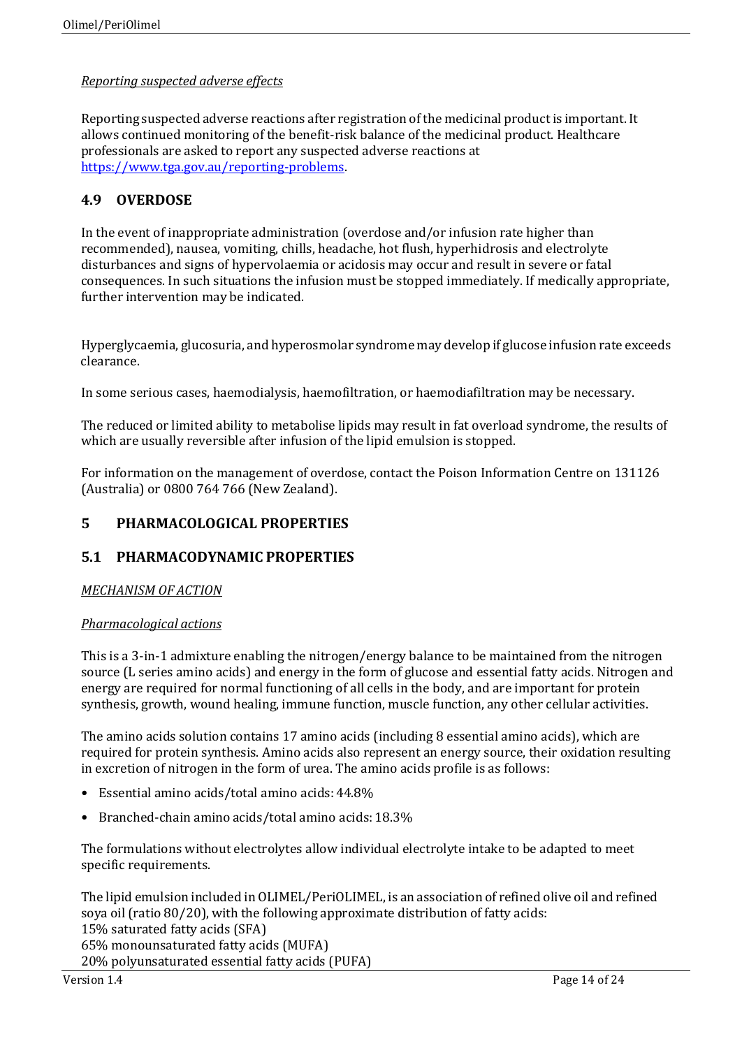*Reporting suspected adverse effects*

Reporting suspected adverse reactions after registration of the medicinal product is important. It allows continued monitoring of the benefit-risk balance of the medicinal product. Healthcare professionals are asked to report any suspected adverse reactions at https://www.tga.gov.au/reporting-problems.

## 4.9 OVERDOSE

In the event of inappropriate administration (overdose and/or infusion rate higher than recommended), nausea, vomiting, chills, headache, hot flush, hyperhidrosis and electrolyte disturbances and signs of hypervolaemia or acidosis may occur and result in severe or fatal consequences. In such situations the infusion must be stopped immediately. If medically appropriate, further intervention may be indicated.

Hyperglycaemia, glucosuria, and hyperosmolar syndrome may develop if glucose infusion rate exceeds clearance.

In some serious cases, haemodialysis, haemofiltration, or haemodiafiltration may be necessary.

The reduced or limited ability to metabolise lipids may result in fat overload syndrome, the results of which are usually reversible after infusion of the lipid emulsion is stopped.

For information on the management of overdose, contact the Poison Information Centre on 131126 (Australia) or 0800 764 766 (New Zealand).

# 5 PHARMACOLOGICAL PROPERTIES

## 5.1 PHARMACODYNAMIC PROPERTIES

*MECHANISM OF ACTION*

*Pharmacological actions*

This is a 3-in-1 admixture enabling the nitrogen/energy balance to be maintained from the nitrogen source (L series amino acids) and energy in the form of glucose and essential fatty acids. Nitrogen and energy are required for normal functioning of all cells in the body, and are important for protein synthesis, growth, wound healing, immune function, muscle function, any other cellular activities.

The amino acids solution contains 17 amino acids (including 8 essential amino acids), which are required for protein synthesis. Amino acids also represent an energy source, their oxidation resulting in excretion of nitrogen in the form of urea. The amino acids profile is as follows:

- Essential amino acids/total amino acids: 44.8%
- Branched-chain amino acids/total amino acids: 18.3%

The formulations without electrolytes allow individual electrolyte intake to be adapted to meet specific requirements.

The lipid emulsion included in OLIMEL/PeriOLIMEL, is an association of refined olive oil and refined soya oil (ratio 80/20), with the following approximate distribution of fatty acids:
15% saturated fatty acids (SFA)
65% monounsaturated fatty acids (MUFA)
20% polyunsaturated essential fatty acids (PUFA)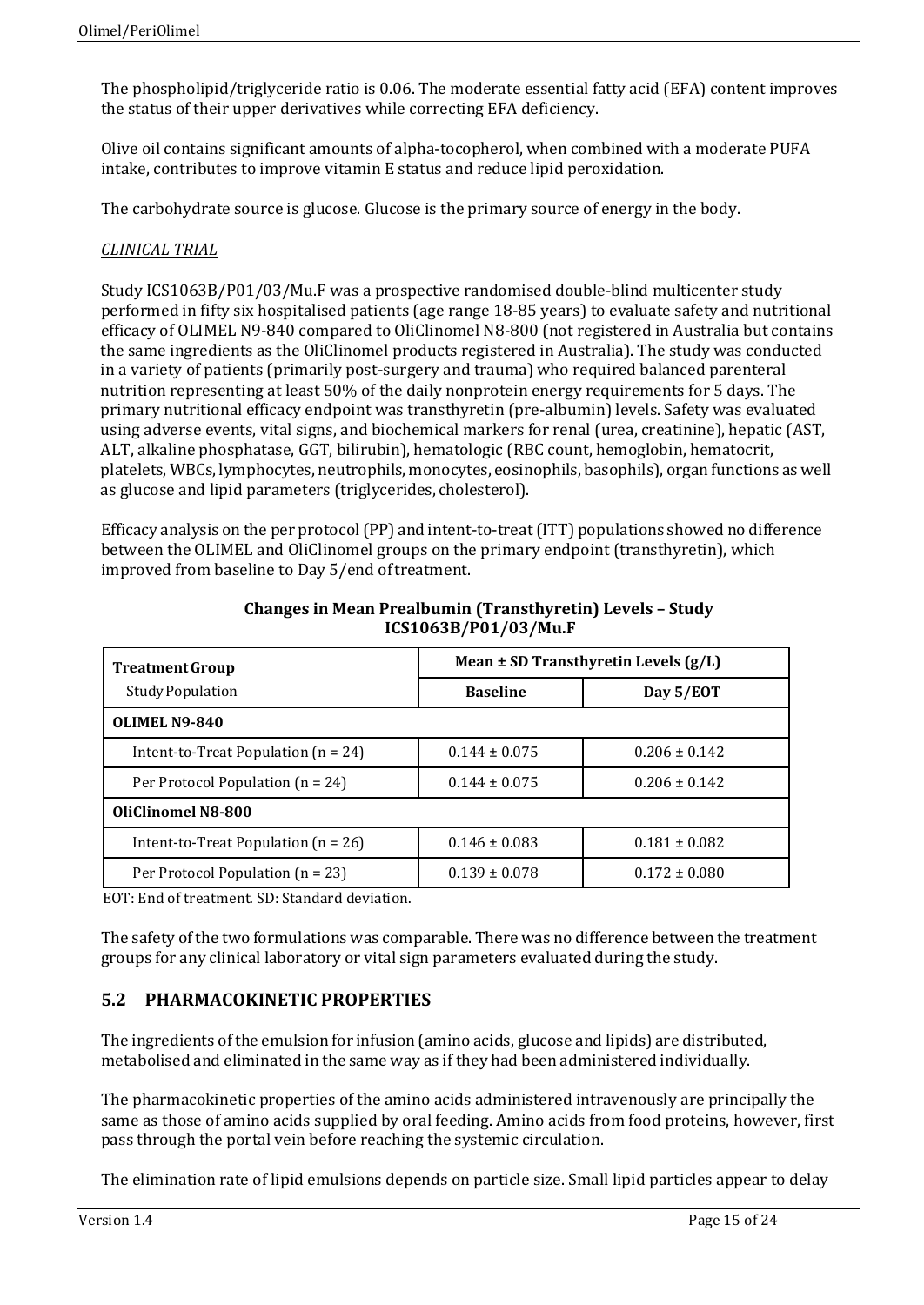The phospholipid/triglyceride ratio is 0.06. The moderate essential fatty acid (EFA) content improves the status of their upper derivatives while correcting EFA deficiency.

Olive oil contains significant amounts of alpha-tocopherol, when combined with a moderate PUFA intake, contributes to improve vitamin E status and reduce lipid peroxidation.

The carbohydrate source is glucose. Glucose is the primary source of energy in the body.

*CLINICAL TRIAL*

Study ICS1063B/P01/03/Mu.F was a prospective randomised double-blind multicenter study performed in fifty six hospitalised patients (age range 18-85 years) to evaluate safety and nutritional efficacy of OLIMEL N9-840 compared to OliClinomel N8-800 (not registered in Australia but contains the same ingredients as the OliClinomel products registered in Australia). The study was conducted in a variety of patients (primarily post-surgery and trauma) who required balanced parenteral nutrition representing at least 50% of the daily nonprotein energy requirements for 5 days. The primary nutritional efficacy endpoint was transthyretin (pre-albumin) levels. Safety was evaluated using adverse events, vital signs, and biochemical markers for renal (urea, creatinine), hepatic (AST, ALT, alkaline phosphatase, GGT, bilirubin), hematologic (RBC count, hemoglobin, hematocrit, platelets, WBCs, lymphocytes, neutrophils, monocytes, eosinophils, basophils), organ functions as well as glucose and lipid parameters (triglycerides, cholesterol).

Efficacy analysis on the per protocol (PP) and intent-to-treat (ITT) populations showed no difference between the OLIMEL and OliClinomel groups on the primary endpoint (transthyretin), which improved from baseline to Day 5/end of treatment.

**Changes in Mean Prealbumin (Transthyretin) Levels – Study ICS1063B/P01/03/Mu.F**

| **Treatment Group** | **Mean ± SD Transthyretin Levels (g/L)** | |
|---|---|---|
| Study Population | **Baseline** | **Day 5/EOT** |
| **OLIMEL N9-840** | | |
| Intent-to-Treat Population (n = 24) | 0.144 ± 0.075 | 0.206 ± 0.142 |
| Per Protocol Population (n = 24) | 0.144 ± 0.075 | 0.206 ± 0.142 |
| **OliClinomel N8-800** | | |
| Intent-to-Treat Population (n = 26) | 0.146 ± 0.083 | 0.181 ± 0.082 |
| Per Protocol Population (n = 23) | 0.139 ± 0.078 | 0.172 ± 0.080 |

EOT: End of treatment. SD: Standard deviation.

The safety of the two formulations was comparable. There was no difference between the treatment groups for any clinical laboratory or vital sign parameters evaluated during the study.

## 5.2 PHARMACOKINETIC PROPERTIES

The ingredients of the emulsion for infusion (amino acids, glucose and lipids) are distributed, metabolised and eliminated in the same way as if they had been administered individually.

The pharmacokinetic properties of the amino acids administered intravenously are principally the same as those of amino acids supplied by oral feeding. Amino acids from food proteins, however, first pass through the portal vein before reaching the systemic circulation.

The elimination rate of lipid emulsions depends on particle size. Small lipid particles appear to delay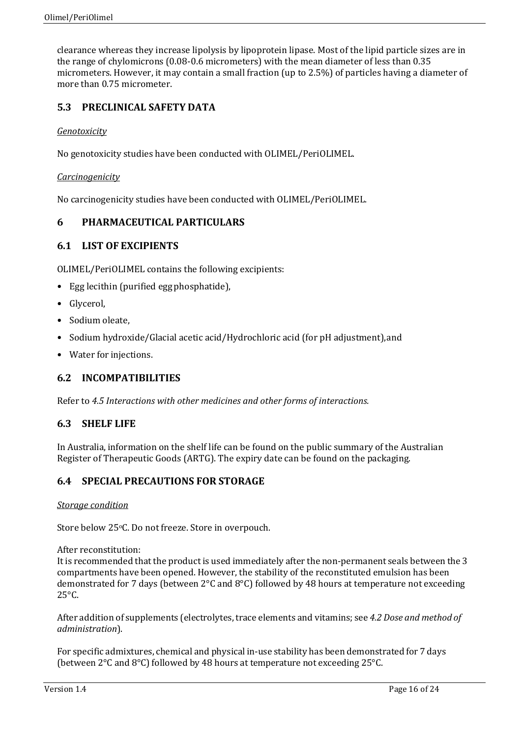clearance whereas they increase lipolysis by lipoprotein lipase. Most of the lipid particle sizes are in the range of chylomicrons (0.08-0.6 micrometers) with the mean diameter of less than 0.35 micrometers. However, it may contain a small fraction (up to 2.5%) of particles having a diameter of more than 0.75 micrometer.

## 5.3 PRECLINICAL SAFETY DATA

*Genotoxicity*

No genotoxicity studies have been conducted with OLIMEL/PeriOLIMEL.

*Carcinogenicity*

No carcinogenicity studies have been conducted with OLIMEL/PeriOLIMEL.

# 6 PHARMACEUTICAL PARTICULARS

## 6.1 LIST OF EXCIPIENTS

OLIMEL/PeriOLIMEL contains the following excipients:

- Egg lecithin (purified egg phosphatide),
- Glycerol,
- Sodium oleate,
- Sodium hydroxide/Glacial acetic acid/Hydrochloric acid (for pH adjustment), and
- Water for injections.

## 6.2 INCOMPATIBILITIES

Refer to *4.5 Interactions with other medicines and other forms of interactions.*

## 6.3 SHELF LIFE

In Australia, information on the shelf life can be found on the public summary of the Australian Register of Therapeutic Goods (ARTG). The expiry date can be found on the packaging.

## 6.4 SPECIAL PRECAUTIONS FOR STORAGE

*Storage condition*

Store below 25°C. Do not freeze. Store in overpouch.

After reconstitution:
It is recommended that the product is used immediately after the non-permanent seals between the 3 compartments have been opened. However, the stability of the reconstituted emulsion has been demonstrated for 7 days (between 2°C and 8°C) followed by 48 hours at temperature not exceeding 25°C.

After addition of supplements (electrolytes, trace elements and vitamins; see *4.2 Dose and method of administration*).

For specific admixtures, chemical and physical in-use stability has been demonstrated for 7 days (between 2°C and 8°C) followed by 48 hours at temperature not exceeding 25°C.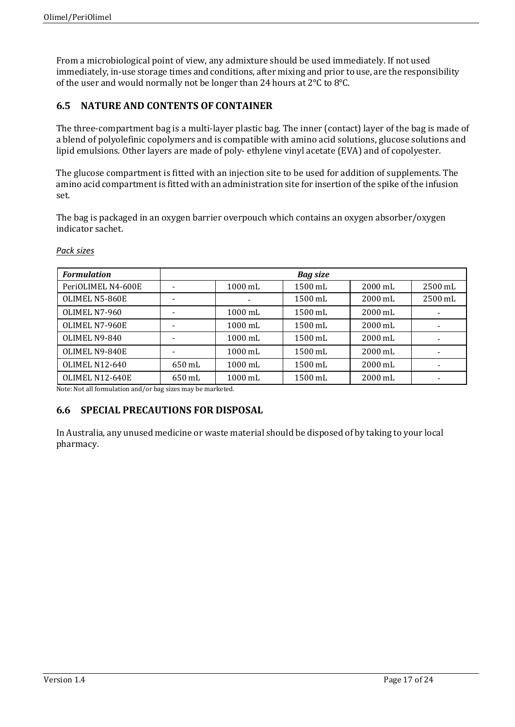From a microbiological point of view, any admixture should be used immediately. If not used immediately, in-use storage times and conditions, after mixing and prior to use, are the responsibility of the user and would normally not be longer than 24 hours at 2°C to 8°C.

## 6.5 NATURE AND CONTENTS OF CONTAINER

The three-compartment bag is a multi-layer plastic bag. The inner (contact) layer of the bag is made of a blend of polyolefinic copolymers and is compatible with amino acid solutions, glucose solutions and lipid emulsions. Other layers are made of poly- ethylene vinyl acetate (EVA) and of copolyester.

The glucose compartment is fitted with an injection site to be used for addition of supplements. The amino acid compartment is fitted with an administration site for insertion of the spike of the infusion set.

The bag is packaged in an oxygen barrier overpouch which contains an oxygen absorber/oxygen indicator sachet.

*Pack sizes*

| ***Formulation*** | ***Bag size*** | | | | |
|---|---|---|---|---|---|
| PeriOLIMEL N4-600E | - | 1000 mL | 1500 mL | 2000 mL | 2500 mL |
| OLIMEL N5-860E | - | - | 1500 mL | 2000 mL | 2500 mL |
| OLIMEL N7-960 | - | 1000 mL | 1500 mL | 2000 mL | - |
| OLIMEL N7-960E | - | 1000 mL | 1500 mL | 2000 mL | - |
| OLIMEL N9-840 | - | 1000 mL | 1500 mL | 2000 mL | - |
| OLIMEL N9-840E | - | 1000 mL | 1500 mL | 2000 mL | - |
| OLIMEL N12-640 | 650 mL | 1000 mL | 1500 mL | 2000 mL | - |
| OLIMEL N12-640E | 650 mL | 1000 mL | 1500 mL | 2000 mL | - |

Note: Not all formulation and/or bag sizes may be marketed.

## 6.6 SPECIAL PRECAUTIONS FOR DISPOSAL

In Australia, any unused medicine or waste material should be disposed of by taking to your local pharmacy.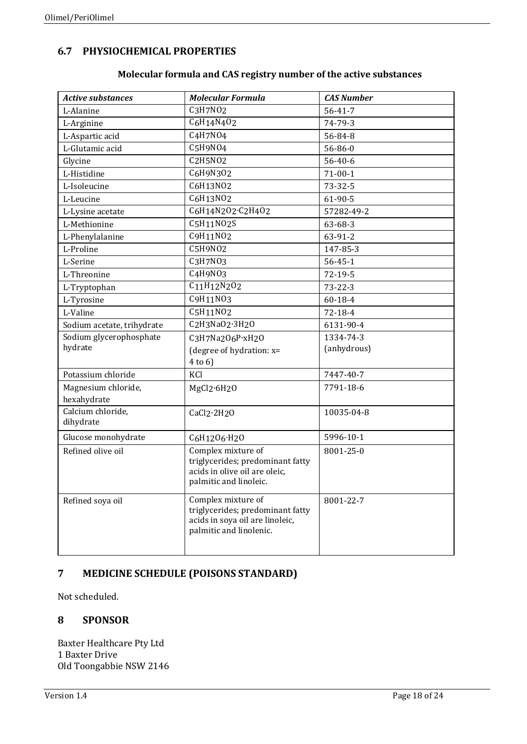## 6.7 PHYSIOCHEMICAL PROPERTIES

**Molecular formula and CAS registry number of the active substances**

| *Active substances* | *Molecular Formula* | *CAS Number* |
|---|---|---|
| L-Alanine | $C_3H_7NO_2$ | 56-41-7 |
| L-Arginine | $C_6H_{14}N_4O_2$ | 74-79-3 |
| L-Aspartic acid | $C_4H_7NO_4$ | 56-84-8 |
| L-Glutamic acid | $C_5H_9NO_4$ | 56-86-0 |
| Glycine | $C_2H_5NO_2$ | 56-40-6 |
| L-Histidine | $C_6H_9N_3O_2$ | 71-00-1 |
| L-Isoleucine | $C_6H_{13}NO_2$ | 73-32-5 |
| L-Leucine | $C_6H_{13}NO_2$ | 61-90-5 |
| L-Lysine acetate | $C_6H_{14}N_2O_2 \cdot C_2H_4O_2$ | 57282-49-2 |
| L-Methionine | $C_5H_{11}NO_2S$ | 63-68-3 |
| L-Phenylalanine | $C_9H_{11}NO_2$ | 63-91-2 |
| L-Proline | $C_5H_9NO_2$ | 147-85-3 |
| L-Serine | $C_3H_7NO_3$ | 56-45-1 |
| L-Threonine | $C_4H_9NO_3$ | 72-19-5 |
| L-Tryptophan | $C_{11}H_{12}N_2O_2$ | 73-22-3 |
| L-Tyrosine | $C_9H_{11}NO_3$ | 60-18-4 |
| L-Valine | $C_5H_{11}NO_2$ | 72-18-4 |
| Sodium acetate, trihydrate | $C_2H_3NaO_2 \cdot 3H_2O$ | 6131-90-4 |
| Sodium glycerophosphate hydrate | $C_3H_7Na_2O_6P \cdot xH_2O$ (degree of hydration: x= 4 to 6) | 1334-74-3 (anhydrous) |
| Potassium chloride | KCl | 7447-40-7 |
| Magnesium chloride, hexahydrate | $MgCl_2 \cdot 6H_2O$ | 7791-18-6 |
| Calcium chloride, dihydrate | $CaCl_2 \cdot 2H_2O$ | 10035-04-8 |
| Glucose monohydrate | $C_6H_{12}O_6 \cdot H_2O$ | 5996-10-1 |
| Refined olive oil | Complex mixture of triglycerides; predominant fatty acids in olive oil are oleic, palmitic and linoleic. | 8001-25-0 |
| Refined soya oil | Complex mixture of triglycerides; predominant fatty acids in soya oil are linoleic, palmitic and linolenic. | 8001-22-7 |

# 7 MEDICINE SCHEDULE (POISONS STANDARD)

Not scheduled.

# 8 SPONSOR

Baxter Healthcare Pty Ltd
1 Baxter Drive
Old Toongabbie NSW 2146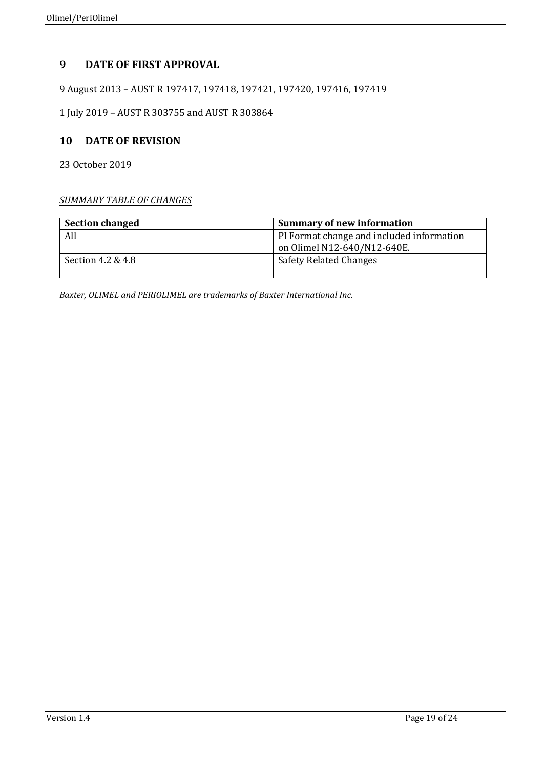## 9 DATE OF FIRST APPROVAL

9 August 2013 – AUST R 197417, 197418, 197421, 197420, 197416, 197419

1 July 2019 – AUST R 303755 and AUST R 303864

## 10 DATE OF REVISION

23 October 2019

*SUMMARY TABLE OF CHANGES*

| Section changed | Summary of new information |
|---|---|
| All | PI Format change and included information on Olimel N12-640/N12-640E. |
| Section 4.2 & 4.8 | Safety Related Changes |

*Baxter, OLIMEL and PERIOLIMEL are trademarks of Baxter International Inc.*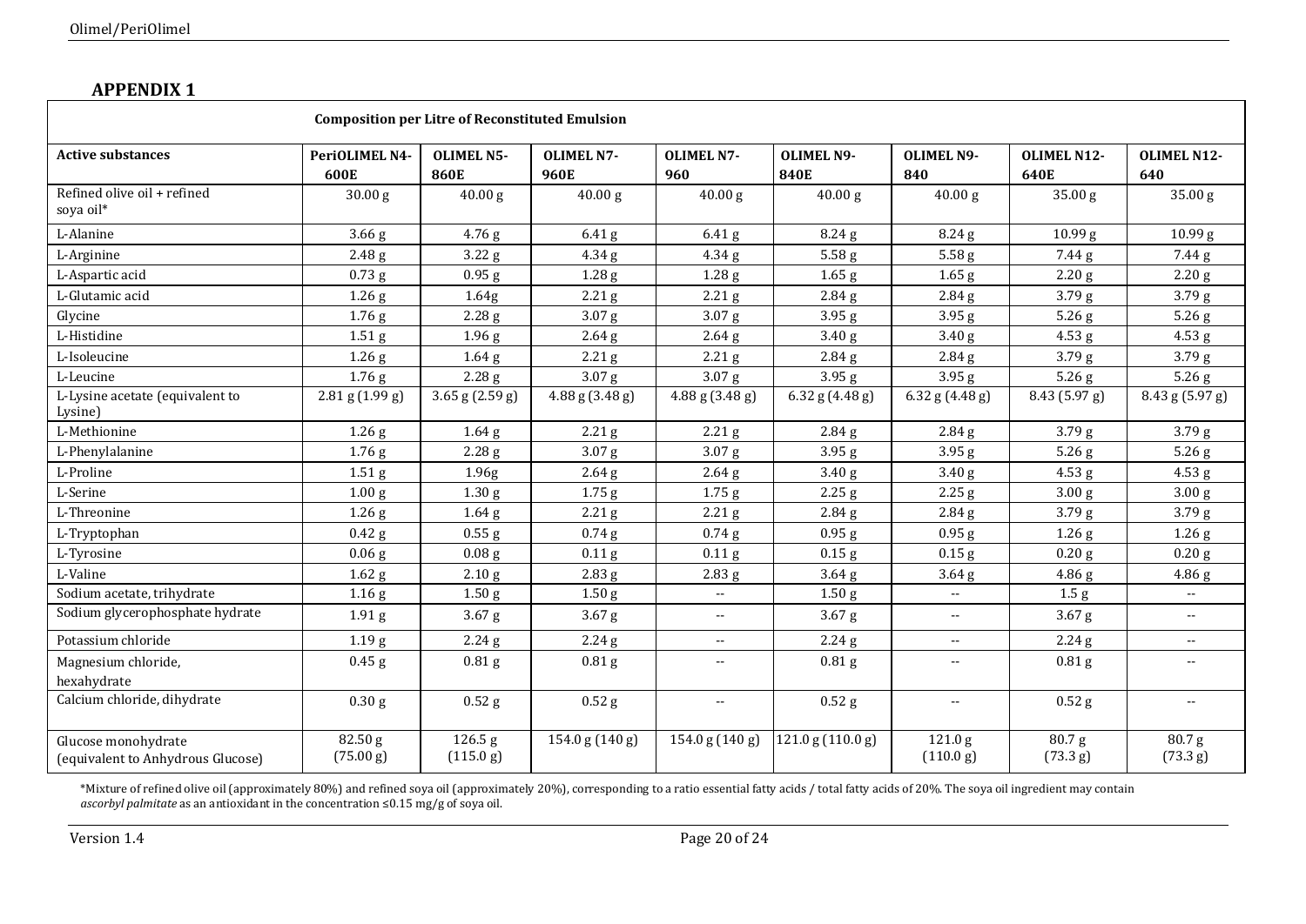## APPENDIX 1

| Composition per Litre of Reconstituted Emulsion | | | | | | | | |
|---|---|---|---|---|---|---|---|---|
| **Active substances** | **PeriOLIMEL N4-600E** | **OLIMEL N5-860E** | **OLIMEL N7-960E** | **OLIMEL N7-960** | **OLIMEL N9-840E** | **OLIMEL N9-840** | **OLIMEL N12-640E** | **OLIMEL N12-640** |
| Refined olive oil + refined soya oil* | 30.00 g | 40.00 g | 40.00 g | 40.00 g | 40.00 g | 40.00 g | 35.00 g | 35.00 g |
| L-Alanine | 3.66 g | 4.76 g | 6.41 g | 6.41 g | 8.24 g | 8.24 g | 10.99 g | 10.99 g |
| L-Arginine | 2.48 g | 3.22 g | 4.34 g | 4.34 g | 5.58 g | 5.58 g | 7.44 g | 7.44 g |
| L-Aspartic acid | 0.73 g | 0.95 g | 1.28 g | 1.28 g | 1.65 g | 1.65 g | 2.20 g | 2.20 g |
| L-Glutamic acid | 1.26 g | 1.64g | 2.21 g | 2.21 g | 2.84 g | 2.84 g | 3.79 g | 3.79 g |
| Glycine | 1.76 g | 2.28 g | 3.07 g | 3.07 g | 3.95 g | 3.95 g | 5.26 g | 5.26 g |
| L-Histidine | 1.51 g | 1.96 g | 2.64 g | 2.64 g | 3.40 g | 3.40 g | 4.53 g | 4.53 g |
| L-Isoleucine | 1.26 g | 1.64 g | 2.21 g | 2.21 g | 2.84 g | 2.84 g | 3.79 g | 3.79 g |
| L-Leucine | 1.76 g | 2.28 g | 3.07 g | 3.07 g | 3.95 g | 3.95 g | 5.26 g | 5.26 g |
| L-Lysine acetate (equivalent to Lysine) | 2.81 g (1.99 g) | 3.65 g (2.59 g) | 4.88 g (3.48 g) | 4.88 g (3.48 g) | 6.32 g (4.48 g) | 6.32 g (4.48 g) | 8.43 (5.97 g) | 8.43 g (5.97 g) |
| L-Methionine | 1.26 g | 1.64 g | 2.21 g | 2.21 g | 2.84 g | 2.84 g | 3.79 g | 3.79 g |
| L-Phenylalanine | 1.76 g | 2.28 g | 3.07 g | 3.07 g | 3.95 g | 3.95 g | 5.26 g | 5.26 g |
| L-Proline | 1.51 g | 1.96g | 2.64 g | 2.64 g | 3.40 g | 3.40 g | 4.53 g | 4.53 g |
| L-Serine | 1.00 g | 1.30 g | 1.75 g | 1.75 g | 2.25 g | 2.25 g | 3.00 g | 3.00 g |
| L-Threonine | 1.26 g | 1.64 g | 2.21 g | 2.21 g | 2.84 g | 2.84 g | 3.79 g | 3.79 g |
| L-Tryptophan | 0.42 g | 0.55 g | 0.74 g | 0.74 g | 0.95 g | 0.95 g | 1.26 g | 1.26 g |
| L-Tyrosine | 0.06 g | 0.08 g | 0.11 g | 0.11 g | 0.15 g | 0.15 g | 0.20 g | 0.20 g |
| L-Valine | 1.62 g | 2.10 g | 2.83 g | 2.83 g | 3.64 g | 3.64 g | 4.86 g | 4.86 g |
| Sodium acetate, trihydrate | 1.16 g | 1.50 g | 1.50 g | -- | 1.50 g | -- | 1.5 g | -- |
| Sodium glycerophosphate hydrate | 1.91 g | 3.67 g | 3.67 g | -- | 3.67 g | -- | 3.67 g | -- |
| Potassium chloride | 1.19 g | 2.24 g | 2.24 g | -- | 2.24 g | -- | 2.24 g | -- |
| Magnesium chloride, hexahydrate | 0.45 g | 0.81 g | 0.81 g | -- | 0.81 g | -- | 0.81 g | -- |
| Calcium chloride, dihydrate | 0.30 g | 0.52 g | 0.52 g | -- | 0.52 g | -- | 0.52 g | -- |
| Glucose monohydrate (equivalent to Anhydrous Glucose) | 82.50 g (75.00 g) | 126.5 g (115.0 g) | 154.0 g (140 g) | 154.0 g (140 g) | 121.0 g (110.0 g) | 121.0 g (110.0 g) | 80.7 g (73.3 g) | 80.7 g (73.3 g) |

*Mixture of refined olive oil (approximately 80%) and refined soya oil (approximately 20%), corresponding to a ratio essential fatty acids / total fatty acids of 20%. The soya oil ingredient may contain *ascorbyl palmitate* as an antioxidant in the concentration ≤0.15 mg/g of soya oil.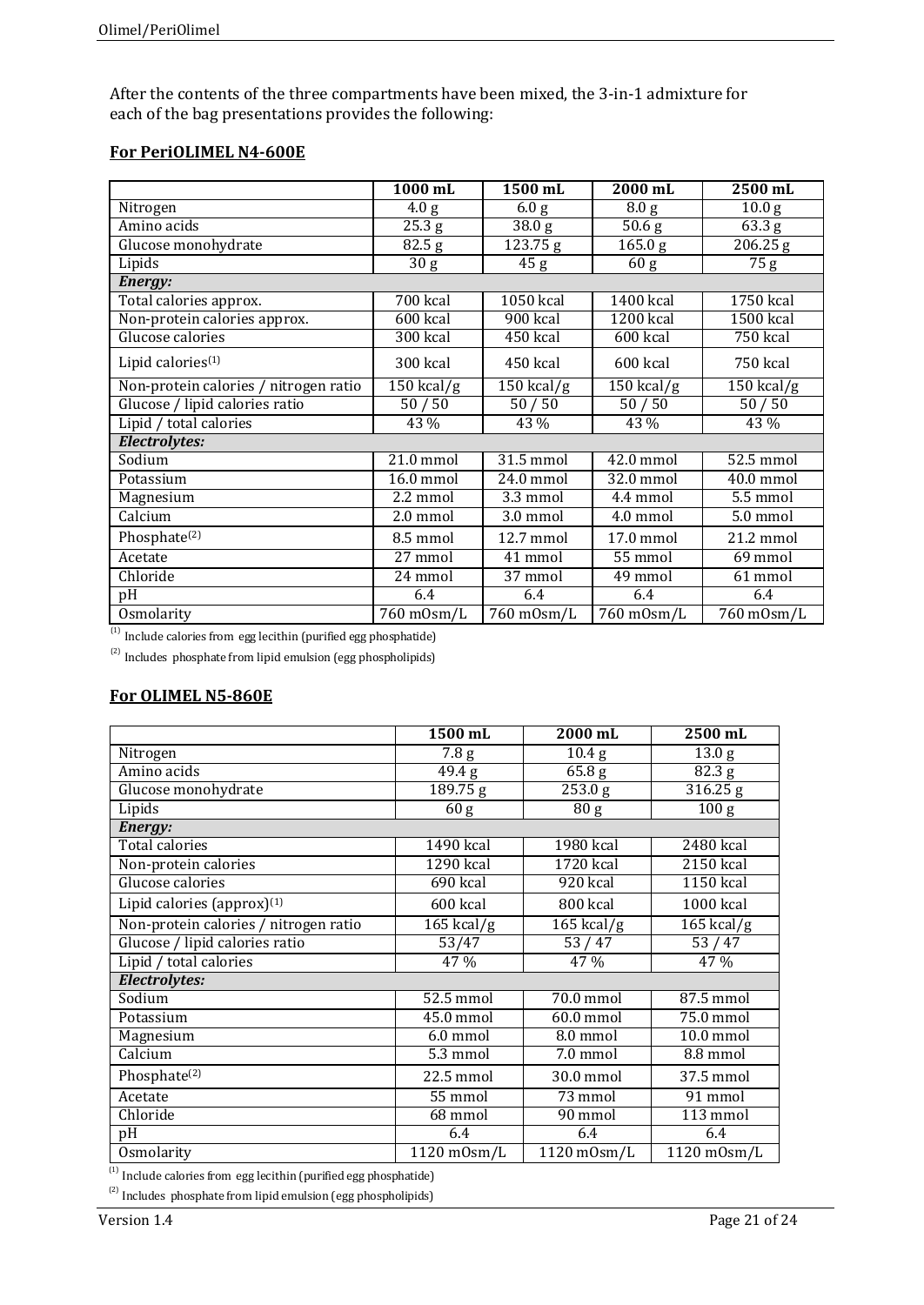After the contents of the three compartments have been mixed, the 3-in-1 admixture for each of the bag presentations provides the following:

**For PeriOLIMEL N4-600E**

| | 1000 mL | 1500 mL | 2000 mL | 2500 mL |
|---|---|---|---|---|
| Nitrogen | 4.0 g | 6.0 g | 8.0 g | 10.0 g |
| Amino acids | 25.3 g | 38.0 g | 50.6 g | 63.3 g |
| Glucose monohydrate | 82.5 g | 123.75 g | 165.0 g | 206.25 g |
| Lipids | 30 g | 45 g | 60 g | 75 g |
| ***Energy:*** | | | | |
| Total calories approx. | 700 kcal | 1050 kcal | 1400 kcal | 1750 kcal |
| Non-protein calories approx. | 600 kcal | 900 kcal | 1200 kcal | 1500 kcal |
| Glucose calories | 300 kcal | 450 kcal | 600 kcal | 750 kcal |
| Lipid calories[(1)] | 300 kcal | 450 kcal | 600 kcal | 750 kcal |
| Non-protein calories / nitrogen ratio | 150 kcal/g | 150 kcal/g | 150 kcal/g | 150 kcal/g |
| Glucose / lipid calories ratio | 50 / 50 | 50 / 50 | 50 / 50 | 50 / 50 |
| Lipid / total calories | 43 % | 43 % | 43 % | 43 % |
| ***Electrolytes:*** | | | | |
| Sodium | 21.0 mmol | 31.5 mmol | 42.0 mmol | 52.5 mmol |
| Potassium | 16.0 mmol | 24.0 mmol | 32.0 mmol | 40.0 mmol |
| Magnesium | 2.2 mmol | 3.3 mmol | 4.4 mmol | 5.5 mmol |
| Calcium | 2.0 mmol | 3.0 mmol | 4.0 mmol | 5.0 mmol |
| Phosphate[(2)] | 8.5 mmol | 12.7 mmol | 17.0 mmol | 21.2 mmol |
| Acetate | 27 mmol | 41 mmol | 55 mmol | 69 mmol |
| Chloride | 24 mmol | 37 mmol | 49 mmol | 61 mmol |
| pH | 6.4 | 6.4 | 6.4 | 6.4 |
| Osmolarity | 760 mOsm/L | 760 mOsm/L | 760 mOsm/L | 760 mOsm/L |

[(1)] Include calories from egg lecithin (purified egg phosphatide)

[(2)] Includes phosphate from lipid emulsion (egg phospholipids)

**For OLIMEL N5-860E**

| | 1500 mL | 2000 mL | 2500 mL |
|---|---|---|---|
| Nitrogen | 7.8 g | 10.4 g | 13.0 g |
| Amino acids | 49.4 g | 65.8 g | 82.3 g |
| Glucose monohydrate | 189.75 g | 253.0 g | 316.25 g |
| Lipids | 60 g | 80 g | 100 g |
| ***Energy:*** | | | |
| Total calories | 1490 kcal | 1980 kcal | 2480 kcal |
| Non-protein calories | 1290 kcal | 1720 kcal | 2150 kcal |
| Glucose calories | 690 kcal | 920 kcal | 1150 kcal |
| Lipid calories (approx)[(1)] | 600 kcal | 800 kcal | 1000 kcal |
| Non-protein calories / nitrogen ratio | 165 kcal/g | 165 kcal/g | 165 kcal/g |
| Glucose / lipid calories ratio | 53/47 | 53 / 47 | 53 / 47 |
| Lipid / total calories | 47 % | 47 % | 47 % |
| ***Electrolytes:*** | | | |
| Sodium | 52.5 mmol | 70.0 mmol | 87.5 mmol |
| Potassium | 45.0 mmol | 60.0 mmol | 75.0 mmol |
| Magnesium | 6.0 mmol | 8.0 mmol | 10.0 mmol |
| Calcium | 5.3 mmol | 7.0 mmol | 8.8 mmol |
| Phosphate[(2)] | 22.5 mmol | 30.0 mmol | 37.5 mmol |
| Acetate | 55 mmol | 73 mmol | 91 mmol |
| Chloride | 68 mmol | 90 mmol | 113 mmol |
| pH | 6.4 | 6.4 | 6.4 |
| Osmolarity | 1120 mOsm/L | 1120 mOsm/L | 1120 mOsm/L |

[(1)] Include calories from egg lecithin (purified egg phosphatide)

[(2)] Includes phosphate from lipid emulsion (egg phospholipids)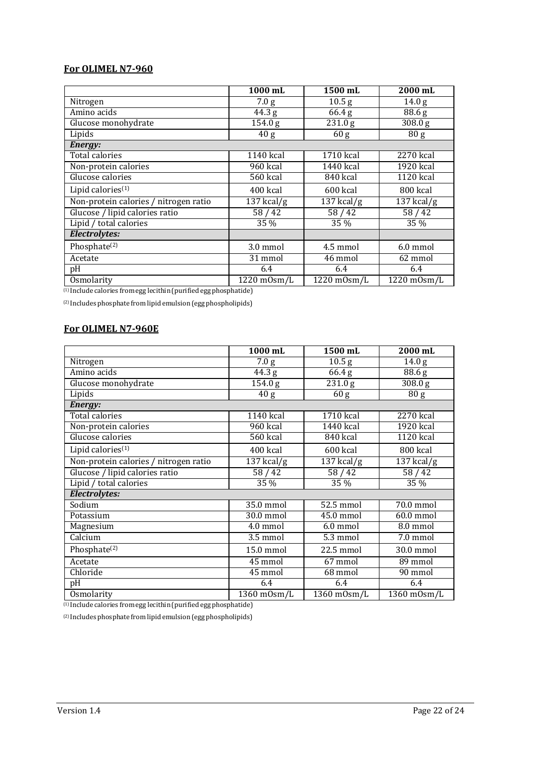**For OLIMEL N7-960**

| | 1000 mL | 1500 mL | 2000 mL |
|---|---|---|---|
| Nitrogen | 7.0 g | 10.5 g | 14.0 g |
| Amino acids | 44.3 g | 66.4 g | 88.6 g |
| Glucose monohydrate | 154.0 g | 231.0 g | 308.0 g |
| Lipids | 40 g | 60 g | 80 g |
| ***Energy:*** | | | |
| Total calories | 1140 kcal | 1710 kcal | 2270 kcal |
| Non-protein calories | 960 kcal | 1440 kcal | 1920 kcal |
| Glucose calories | 560 kcal | 840 kcal | 1120 kcal |
| Lipid calories(1) | 400 kcal | 600 kcal | 800 kcal |
| Non-protein calories / nitrogen ratio | 137 kcal/g | 137 kcal/g | 137 kcal/g |
| Glucose / lipid calories ratio | 58 / 42 | 58 / 42 | 58 / 42 |
| Lipid / total calories | 35 % | 35 % | 35 % |
| ***Electrolytes:*** | | | |
| Phosphate(2) | 3.0 mmol | 4.5 mmol | 6.0 mmol |
| Acetate | 31 mmol | 46 mmol | 62 mmol |
| pH | 6.4 | 6.4 | 6.4 |
| Osmolarity | 1220 mOsm/L | 1220 mOsm/L | 1220 mOsm/L |

(1) Include calories from egg lecithin (purified egg phosphatide)

(2) Includes phosphate from lipid emulsion (egg phospholipids)

**For OLIMEL N7-960E**

| | 1000 mL | 1500 mL | 2000 mL |
|---|---|---|---|
| Nitrogen | 7.0 g | 10.5 g | 14.0 g |
| Amino acids | 44.3 g | 66.4 g | 88.6 g |
| Glucose monohydrate | 154.0 g | 231.0 g | 308.0 g |
| Lipids | 40 g | 60 g | 80 g |
| ***Energy:*** | | | |
| Total calories | 1140 kcal | 1710 kcal | 2270 kcal |
| Non-protein calories | 960 kcal | 1440 kcal | 1920 kcal |
| Glucose calories | 560 kcal | 840 kcal | 1120 kcal |
| Lipid calories(1) | 400 kcal | 600 kcal | 800 kcal |
| Non-protein calories / nitrogen ratio | 137 kcal/g | 137 kcal/g | 137 kcal/g |
| Glucose / lipid calories ratio | 58 / 42 | 58 / 42 | 58 / 42 |
| Lipid / total calories | 35 % | 35 % | 35 % |
| ***Electrolytes:*** | | | |
| Sodium | 35.0 mmol | 52.5 mmol | 70.0 mmol |
| Potassium | 30.0 mmol | 45.0 mmol | 60.0 mmol |
| Magnesium | 4.0 mmol | 6.0 mmol | 8.0 mmol |
| Calcium | 3.5 mmol | 5.3 mmol | 7.0 mmol |
| Phosphate(2) | 15.0 mmol | 22.5 mmol | 30.0 mmol |
| Acetate | 45 mmol | 67 mmol | 89 mmol |
| Chloride | 45 mmol | 68 mmol | 90 mmol |
| pH | 6.4 | 6.4 | 6.4 |
| Osmolarity | 1360 mOsm/L | 1360 mOsm/L | 1360 mOsm/L |

(1) Include calories from egg lecithin (purified egg phosphatide)

(2) Includes phosphate from lipid emulsion (egg phospholipids)

Version 1.4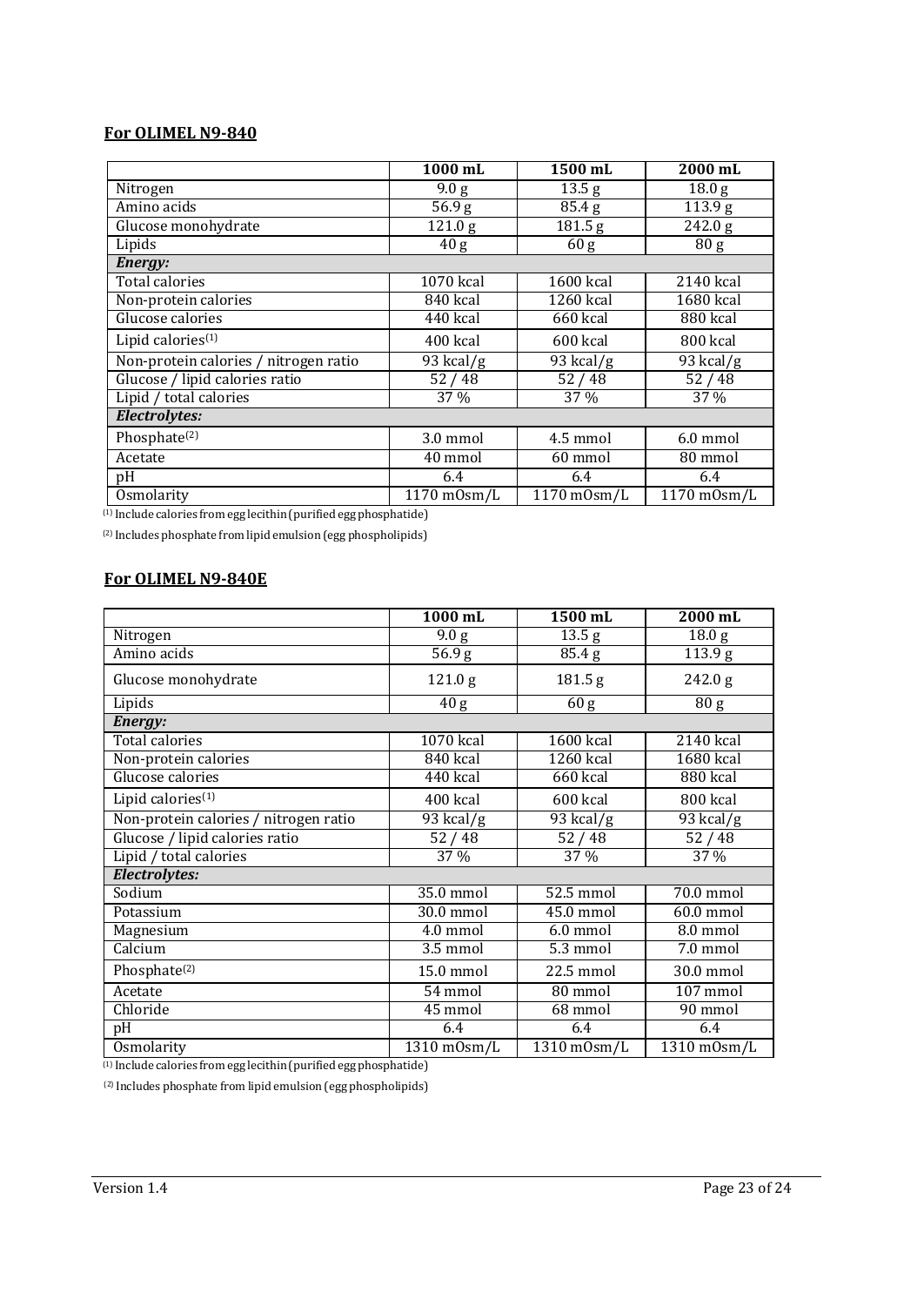**For OLIMEL N9-840**

| | 1000 mL | 1500 mL | 2000 mL |
|---|---|---|---|
| Nitrogen | 9.0 g | 13.5 g | 18.0 g |
| Amino acids | 56.9 g | 85.4 g | 113.9 g |
| Glucose monohydrate | 121.0 g | 181.5 g | 242.0 g |
| Lipids | 40 g | 60 g | 80 g |
| ***Energy:*** | | | |
| Total calories | 1070 kcal | 1600 kcal | 2140 kcal |
| Non-protein calories | 840 kcal | 1260 kcal | 1680 kcal |
| Glucose calories | 440 kcal | 660 kcal | 880 kcal |
| Lipid calories[(1)] | 400 kcal | 600 kcal | 800 kcal |
| Non-protein calories / nitrogen ratio | 93 kcal/g | 93 kcal/g | 93 kcal/g |
| Glucose / lipid calories ratio | 52 / 48 | 52 / 48 | 52 / 48 |
| Lipid / total calories | 37 % | 37 % | 37 % |
| ***Electrolytes:*** | | | |
| Phosphate[(2)] | 3.0 mmol | 4.5 mmol | 6.0 mmol |
| Acetate | 40 mmol | 60 mmol | 80 mmol |
| pH | 6.4 | 6.4 | 6.4 |
| Osmolarity | 1170 mOsm/L | 1170 mOsm/L | 1170 mOsm/L |

[(1)] Include calories from egg lecithin (purified egg phosphatide)

[(2)] Includes phosphate from lipid emulsion (egg phospholipids)

**For OLIMEL N9-840E**

| | 1000 mL | 1500 mL | 2000 mL |
|---|---|---|---|
| Nitrogen | 9.0 g | 13.5 g | 18.0 g |
| Amino acids | 56.9 g | 85.4 g | 113.9 g |
| Glucose monohydrate | 121.0 g | 181.5 g | 242.0 g |
| Lipids | 40 g | 60 g | 80 g |
| ***Energy:*** | | | |
| Total calories | 1070 kcal | 1600 kcal | 2140 kcal |
| Non-protein calories | 840 kcal | 1260 kcal | 1680 kcal |
| Glucose calories | 440 kcal | 660 kcal | 880 kcal |
| Lipid calories[(1)] | 400 kcal | 600 kcal | 800 kcal |
| Non-protein calories / nitrogen ratio | 93 kcal/g | 93 kcal/g | 93 kcal/g |
| Glucose / lipid calories ratio | 52 / 48 | 52 / 48 | 52 / 48 |
| Lipid / total calories | 37 % | 37 % | 37 % |
| ***Electrolytes:*** | | | |
| Sodium | 35.0 mmol | 52.5 mmol | 70.0 mmol |
| Potassium | 30.0 mmol | 45.0 mmol | 60.0 mmol |
| Magnesium | 4.0 mmol | 6.0 mmol | 8.0 mmol |
| Calcium | 3.5 mmol | 5.3 mmol | 7.0 mmol |
| Phosphate[(2)] | 15.0 mmol | 22.5 mmol | 30.0 mmol |
| Acetate | 54 mmol | 80 mmol | 107 mmol |
| Chloride | 45 mmol | 68 mmol | 90 mmol |
| pH | 6.4 | 6.4 | 6.4 |
| Osmolarity | 1310 mOsm/L | 1310 mOsm/L | 1310 mOsm/L |

[(1)] Include calories from egg lecithin (purified egg phosphatide)

[(2)] Includes phosphate from lipid emulsion (egg phospholipids)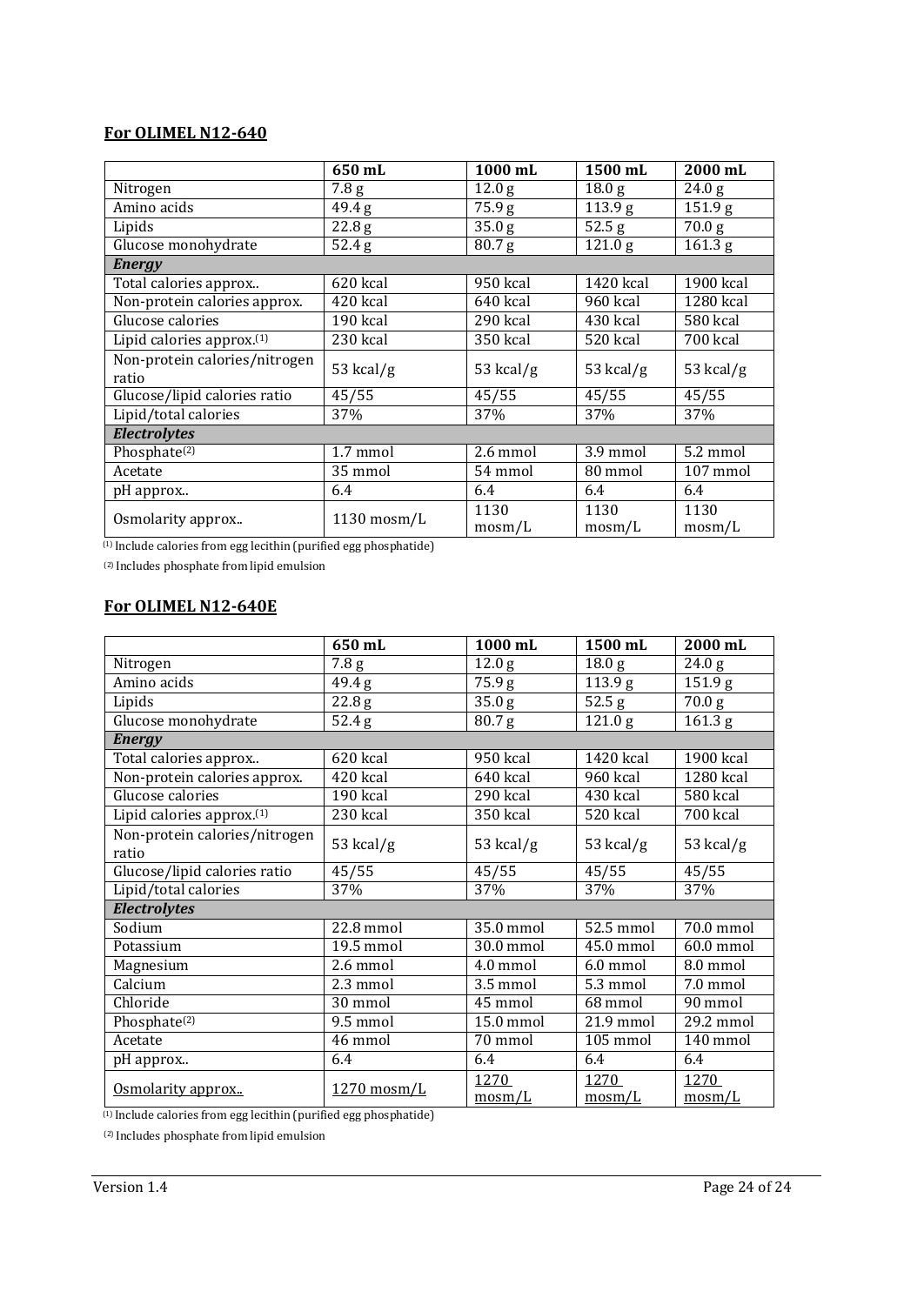**For OLIMEL N12-640**

| | 650 mL | 1000 mL | 1500 mL | 2000 mL |
|---|---|---|---|---|
| Nitrogen | 7.8 g | 12.0 g | 18.0 g | 24.0 g |
| Amino acids | 49.4 g | 75.9 g | 113.9 g | 151.9 g |
| Lipids | 22.8 g | 35.0 g | 52.5 g | 70.0 g |
| Glucose monohydrate | 52.4 g | 80.7 g | 121.0 g | 161.3 g |
| ***Energy*** | | | | |
| Total calories approx.. | 620 kcal | 950 kcal | 1420 kcal | 1900 kcal |
| Non-protein calories approx. | 420 kcal | 640 kcal | 960 kcal | 1280 kcal |
| Glucose calories | 190 kcal | 290 kcal | 430 kcal | 580 kcal |
| Lipid calories approx.[1] | 230 kcal | 350 kcal | 520 kcal | 700 kcal |
| Non-protein calories/nitrogen ratio | 53 kcal/g | 53 kcal/g | 53 kcal/g | 53 kcal/g |
| Glucose/lipid calories ratio | 45/55 | 45/55 | 45/55 | 45/55 |
| Lipid/total calories | 37% | 37% | 37% | 37% |
| ***Electrolytes*** | | | | |
| Phosphate[2] | 1.7 mmol | 2.6 mmol | 3.9 mmol | 5.2 mmol |
| Acetate | 35 mmol | 54 mmol | 80 mmol | 107 mmol |
| pH approx.. | 6.4 | 6.4 | 6.4 | 6.4 |
| Osmolarity approx.. | 1130 mosm/L | 1130 mosm/L | 1130 mosm/L | 1130 mosm/L |

[1] Include calories from egg lecithin (purified egg phosphatide)

[2] Includes phosphate from lipid emulsion

**For OLIMEL N12-640E**

| | 650 mL | 1000 mL | 1500 mL | 2000 mL |
|---|---|---|---|---|
| Nitrogen | 7.8 g | 12.0 g | 18.0 g | 24.0 g |
| Amino acids | 49.4 g | 75.9 g | 113.9 g | 151.9 g |
| Lipids | 22.8 g | 35.0 g | 52.5 g | 70.0 g |
| Glucose monohydrate | 52.4 g | 80.7 g | 121.0 g | 161.3 g |
| ***Energy*** | | | | |
| Total calories approx.. | 620 kcal | 950 kcal | 1420 kcal | 1900 kcal |
| Non-protein calories approx. | 420 kcal | 640 kcal | 960 kcal | 1280 kcal |
| Glucose calories | 190 kcal | 290 kcal | 430 kcal | 580 kcal |
| Lipid calories approx.[1] | 230 kcal | 350 kcal | 520 kcal | 700 kcal |
| Non-protein calories/nitrogen ratio | 53 kcal/g | 53 kcal/g | 53 kcal/g | 53 kcal/g |
| Glucose/lipid calories ratio | 45/55 | 45/55 | 45/55 | 45/55 |
| Lipid/total calories | 37% | 37% | 37% | 37% |
| ***Electrolytes*** | | | | |
| Sodium | 22.8 mmol | 35.0 mmol | 52.5 mmol | 70.0 mmol |
| Potassium | 19.5 mmol | 30.0 mmol | 45.0 mmol | 60.0 mmol |
| Magnesium | 2.6 mmol | 4.0 mmol | 6.0 mmol | 8.0 mmol |
| Calcium | 2.3 mmol | 3.5 mmol | 5.3 mmol | 7.0 mmol |
| Chloride | 30 mmol | 45 mmol | 68 mmol | 90 mmol |
| Phosphate[2] | 9.5 mmol | 15.0 mmol | 21.9 mmol | 29.2 mmol |
| Acetate | 46 mmol | 70 mmol | 105 mmol | 140 mmol |
| pH approx.. | 6.4 | 6.4 | 6.4 | 6.4 |
| Osmolarity approx.. | 1270 mosm/L | 1270 mosm/L | 1270 mosm/L | 1270 mosm/L |

[1] Include calories from egg lecithin (purified egg phosphatide)

[2] Includes phosphate from lipid emulsion

Version 1.4